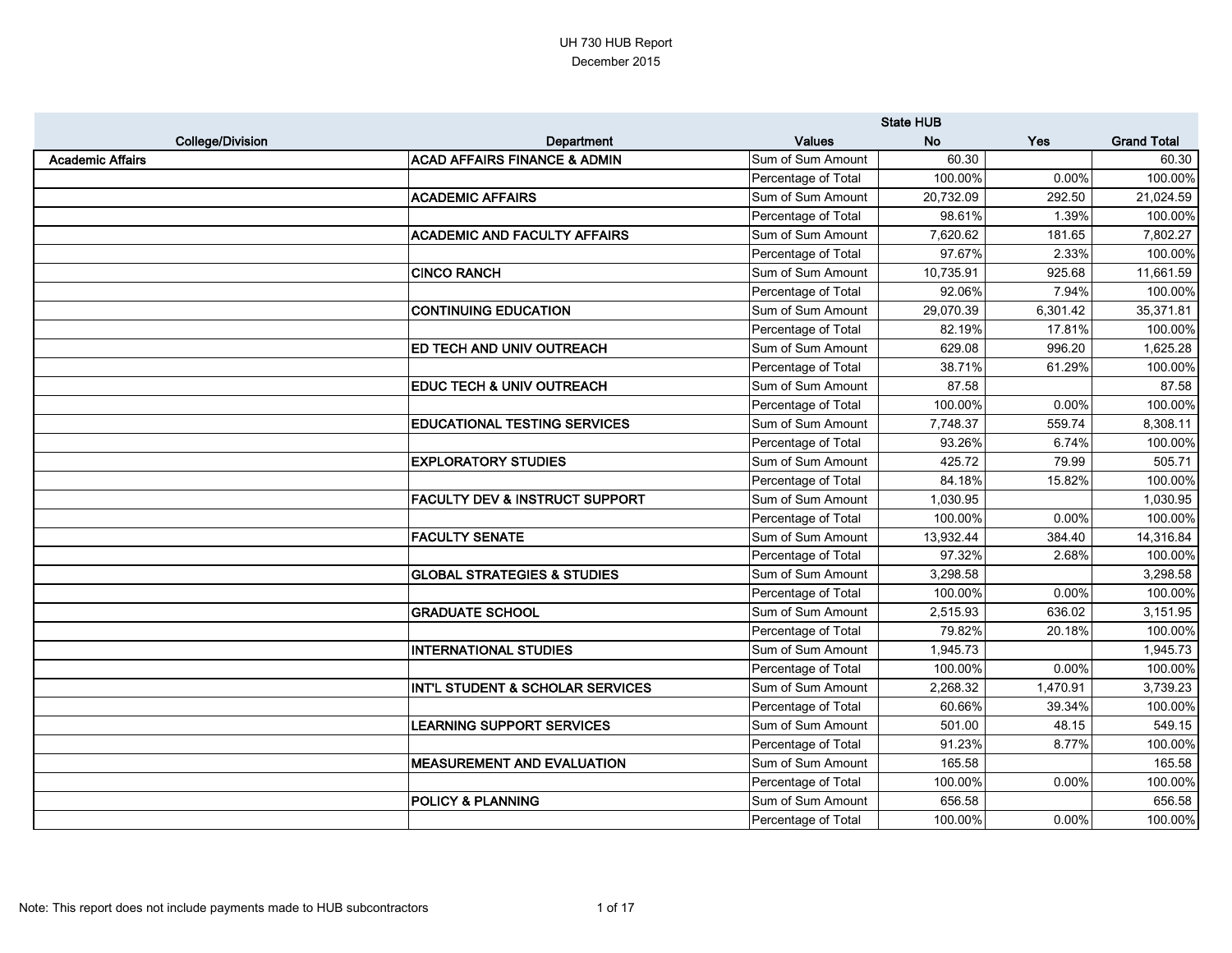UH 730 HUB Report

December 2015

| College/Division | Department | Values | State HUB No | Yes | Grand Total |
|---|---|---|---|---|---|
| Academic Affairs | ACAD AFFAIRS FINANCE & ADMIN | Sum of Sum Amount | 60.30 | | 60.30 |
| | | Percentage of Total | 100.00% | 0.00% | 100.00% |
| | ACADEMIC AFFAIRS | Sum of Sum Amount | 20,732.09 | 292.50 | 21,024.59 |
| | | Percentage of Total | 98.61% | 1.39% | 100.00% |
| | ACADEMIC AND FACULTY AFFAIRS | Sum of Sum Amount | 7,620.62 | 181.65 | 7,802.27 |
| | | Percentage of Total | 97.67% | 2.33% | 100.00% |
| | CINCO RANCH | Sum of Sum Amount | 10,735.91 | 925.68 | 11,661.59 |
| | | Percentage of Total | 92.06% | 7.94% | 100.00% |
| | CONTINUING EDUCATION | Sum of Sum Amount | 29,070.39 | 6,301.42 | 35,371.81 |
| | | Percentage of Total | 82.19% | 17.81% | 100.00% |
| | ED TECH AND UNIV OUTREACH | Sum of Sum Amount | 629.08 | 996.20 | 1,625.28 |
| | | Percentage of Total | 38.71% | 61.29% | 100.00% |
| | EDUC TECH & UNIV OUTREACH | Sum of Sum Amount | 87.58 | | 87.58 |
| | | Percentage of Total | 100.00% | 0.00% | 100.00% |
| | EDUCATIONAL TESTING SERVICES | Sum of Sum Amount | 7,748.37 | 559.74 | 8,308.11 |
| | | Percentage of Total | 93.26% | 6.74% | 100.00% |
| | EXPLORATORY STUDIES | Sum of Sum Amount | 425.72 | 79.99 | 505.71 |
| | | Percentage of Total | 84.18% | 15.82% | 100.00% |
| | FACULTY DEV & INSTRUCT SUPPORT | Sum of Sum Amount | 1,030.95 | | 1,030.95 |
| | | Percentage of Total | 100.00% | 0.00% | 100.00% |
| | FACULTY SENATE | Sum of Sum Amount | 13,932.44 | 384.40 | 14,316.84 |
| | | Percentage of Total | 97.32% | 2.68% | 100.00% |
| | GLOBAL STRATEGIES & STUDIES | Sum of Sum Amount | 3,298.58 | | 3,298.58 |
| | | Percentage of Total | 100.00% | 0.00% | 100.00% |
| | GRADUATE SCHOOL | Sum of Sum Amount | 2,515.93 | 636.02 | 3,151.95 |
| | | Percentage of Total | 79.82% | 20.18% | 100.00% |
| | INTERNATIONAL STUDIES | Sum of Sum Amount | 1,945.73 | | 1,945.73 |
| | | Percentage of Total | 100.00% | 0.00% | 100.00% |
| | INT'L STUDENT & SCHOLAR SERVICES | Sum of Sum Amount | 2,268.32 | 1,470.91 | 3,739.23 |
| | | Percentage of Total | 60.66% | 39.34% | 100.00% |
| | LEARNING SUPPORT SERVICES | Sum of Sum Amount | 501.00 | 48.15 | 549.15 |
| | | Percentage of Total | 91.23% | 8.77% | 100.00% |
| | MEASUREMENT AND EVALUATION | Sum of Sum Amount | 165.58 | | 165.58 |
| | | Percentage of Total | 100.00% | 0.00% | 100.00% |
| | POLICY & PLANNING | Sum of Sum Amount | 656.58 | | 656.58 |
| | | Percentage of Total | 100.00% | 0.00% | 100.00% |

Note: This report does not include payments made to HUB subcontractors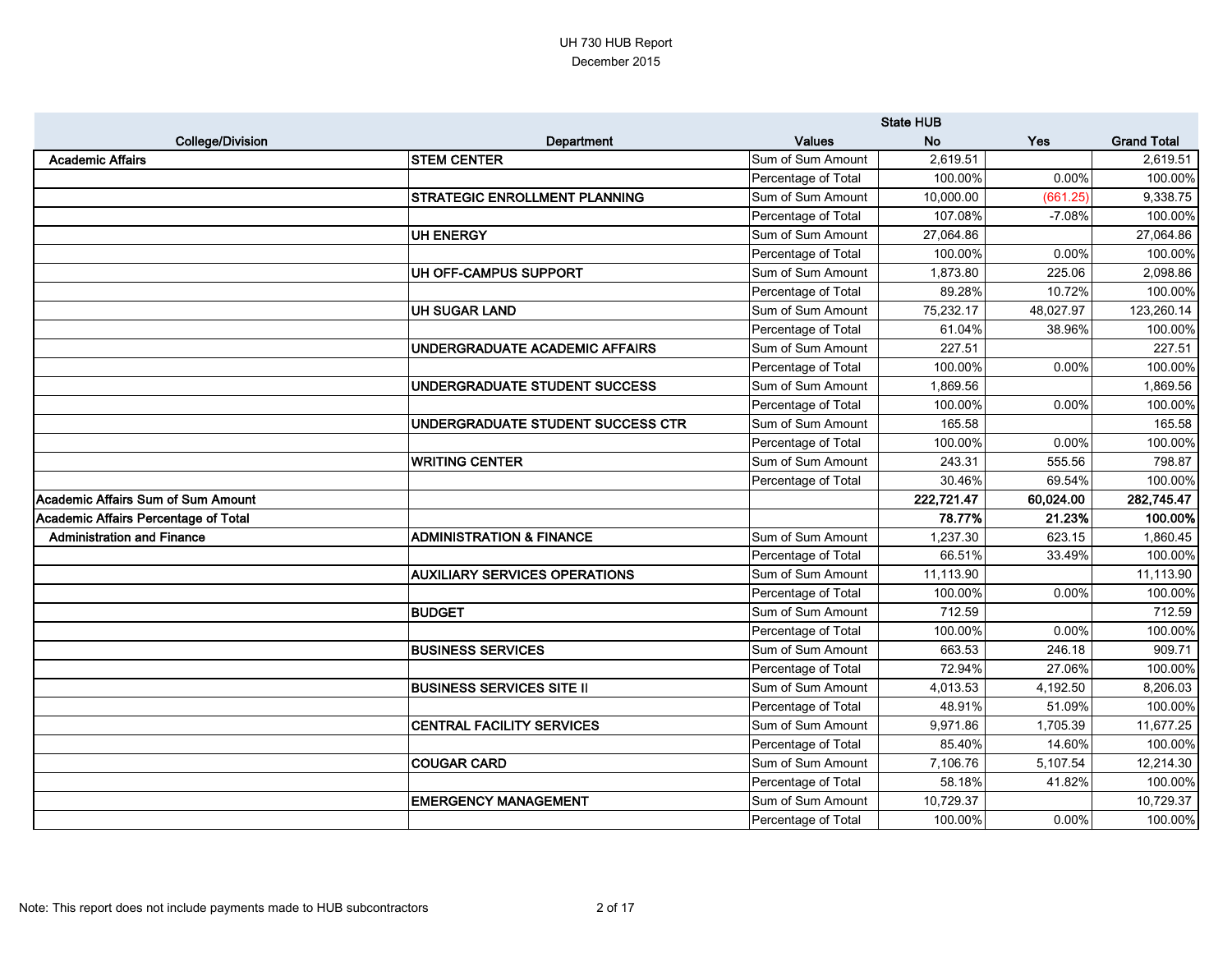# UH 730 HUB Report

December 2015

| College/Division | Department | Values | State HUB No | Yes | Grand Total |
|---|---|---|---|---|---|
| **Academic Affairs** | **STEM CENTER** | Sum of Sum Amount | 2,619.51 | | 2,619.51 |
| | | Percentage of Total | 100.00% | 0.00% | 100.00% |
| | **STRATEGIC ENROLLMENT PLANNING** | Sum of Sum Amount | 10,000.00 | (661.25) | 9,338.75 |
| | | Percentage of Total | 107.08% | -7.08% | 100.00% |
| | **UH ENERGY** | Sum of Sum Amount | 27,064.86 | | 27,064.86 |
| | | Percentage of Total | 100.00% | 0.00% | 100.00% |
| | **UH OFF-CAMPUS SUPPORT** | Sum of Sum Amount | 1,873.80 | 225.06 | 2,098.86 |
| | | Percentage of Total | 89.28% | 10.72% | 100.00% |
| | **UH SUGAR LAND** | Sum of Sum Amount | 75,232.17 | 48,027.97 | 123,260.14 |
| | | Percentage of Total | 61.04% | 38.96% | 100.00% |
| | **UNDERGRADUATE ACADEMIC AFFAIRS** | Sum of Sum Amount | 227.51 | | 227.51 |
| | | Percentage of Total | 100.00% | 0.00% | 100.00% |
| | **UNDERGRADUATE STUDENT SUCCESS** | Sum of Sum Amount | 1,869.56 | | 1,869.56 |
| | | Percentage of Total | 100.00% | 0.00% | 100.00% |
| | **UNDERGRADUATE STUDENT SUCCESS CTR** | Sum of Sum Amount | 165.58 | | 165.58 |
| | | Percentage of Total | 100.00% | 0.00% | 100.00% |
| | **WRITING CENTER** | Sum of Sum Amount | 243.31 | 555.56 | 798.87 |
| | | Percentage of Total | 30.46% | 69.54% | 100.00% |
| **Academic Affairs Sum of Sum Amount** | | | **222,721.47** | **60,024.00** | **282,745.47** |
| **Academic Affairs Percentage of Total** | | | **78.77%** | **21.23%** | **100.00%** |
| **Administration and Finance** | **ADMINISTRATION & FINANCE** | Sum of Sum Amount | 1,237.30 | 623.15 | 1,860.45 |
| | | Percentage of Total | 66.51% | 33.49% | 100.00% |
| | **AUXILIARY SERVICES OPERATIONS** | Sum of Sum Amount | 11,113.90 | | 11,113.90 |
| | | Percentage of Total | 100.00% | 0.00% | 100.00% |
| | **BUDGET** | Sum of Sum Amount | 712.59 | | 712.59 |
| | | Percentage of Total | 100.00% | 0.00% | 100.00% |
| | **BUSINESS SERVICES** | Sum of Sum Amount | 663.53 | 246.18 | 909.71 |
| | | Percentage of Total | 72.94% | 27.06% | 100.00% |
| | **BUSINESS SERVICES SITE II** | Sum of Sum Amount | 4,013.53 | 4,192.50 | 8,206.03 |
| | | Percentage of Total | 48.91% | 51.09% | 100.00% |
| | **CENTRAL FACILITY SERVICES** | Sum of Sum Amount | 9,971.86 | 1,705.39 | 11,677.25 |
| | | Percentage of Total | 85.40% | 14.60% | 100.00% |
| | **COUGAR CARD** | Sum of Sum Amount | 7,106.76 | 5,107.54 | 12,214.30 |
| | | Percentage of Total | 58.18% | 41.82% | 100.00% |
| | **EMERGENCY MANAGEMENT** | Sum of Sum Amount | 10,729.37 | | 10,729.37 |
| | | Percentage of Total | 100.00% | 0.00% | 100.00% |

Note: This report does not include payments made to HUB subcontractors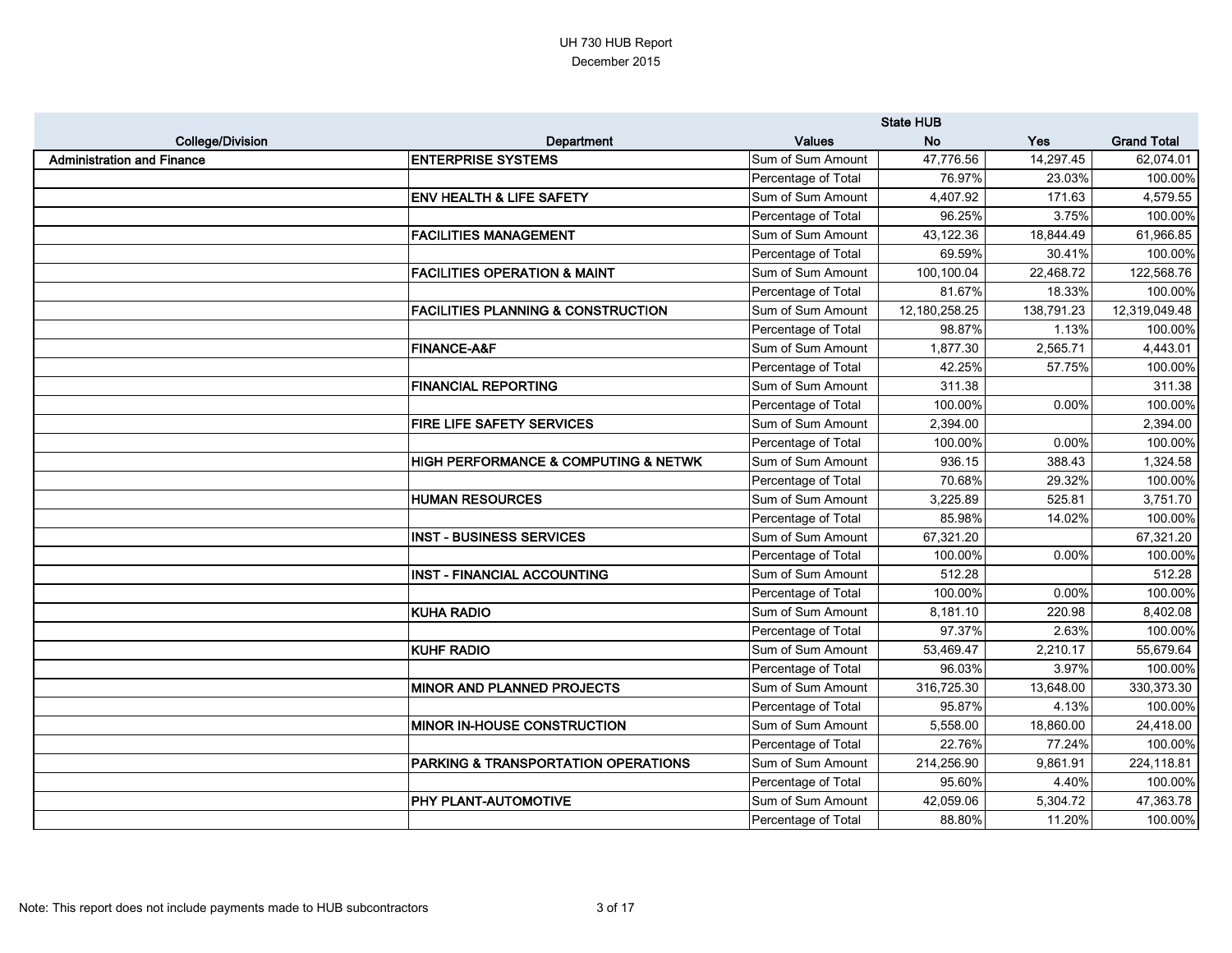UH 730 HUB Report
December 2015

| College/Division | Department | Values | State HUB No | Yes | Grand Total |
|---|---|---|---|---|---|
| **Administration and Finance** | **ENTERPRISE SYSTEMS** | Sum of Sum Amount | 47,776.56 | 14,297.45 | 62,074.01 |
| | | Percentage of Total | 76.97% | 23.03% | 100.00% |
| | **ENV HEALTH & LIFE SAFETY** | Sum of Sum Amount | 4,407.92 | 171.63 | 4,579.55 |
| | | Percentage of Total | 96.25% | 3.75% | 100.00% |
| | **FACILITIES MANAGEMENT** | Sum of Sum Amount | 43,122.36 | 18,844.49 | 61,966.85 |
| | | Percentage of Total | 69.59% | 30.41% | 100.00% |
| | **FACILITIES OPERATION & MAINT** | Sum of Sum Amount | 100,100.04 | 22,468.72 | 122,568.76 |
| | | Percentage of Total | 81.67% | 18.33% | 100.00% |
| | **FACILITIES PLANNING & CONSTRUCTION** | Sum of Sum Amount | 12,180,258.25 | 138,791.23 | 12,319,049.48 |
| | | Percentage of Total | 98.87% | 1.13% | 100.00% |
| | **FINANCE-A&F** | Sum of Sum Amount | 1,877.30 | 2,565.71 | 4,443.01 |
| | | Percentage of Total | 42.25% | 57.75% | 100.00% |
| | **FINANCIAL REPORTING** | Sum of Sum Amount | 311.38 | | 311.38 |
| | | Percentage of Total | 100.00% | 0.00% | 100.00% |
| | **FIRE LIFE SAFETY SERVICES** | Sum of Sum Amount | 2,394.00 | | 2,394.00 |
| | | Percentage of Total | 100.00% | 0.00% | 100.00% |
| | **HIGH PERFORMANCE & COMPUTING & NETWK** | Sum of Sum Amount | 936.15 | 388.43 | 1,324.58 |
| | | Percentage of Total | 70.68% | 29.32% | 100.00% |
| | **HUMAN RESOURCES** | Sum of Sum Amount | 3,225.89 | 525.81 | 3,751.70 |
| | | Percentage of Total | 85.98% | 14.02% | 100.00% |
| | **INST - BUSINESS SERVICES** | Sum of Sum Amount | 67,321.20 | | 67,321.20 |
| | | Percentage of Total | 100.00% | 0.00% | 100.00% |
| | **INST - FINANCIAL ACCOUNTING** | Sum of Sum Amount | 512.28 | | 512.28 |
| | | Percentage of Total | 100.00% | 0.00% | 100.00% |
| | **KUHA RADIO** | Sum of Sum Amount | 8,181.10 | 220.98 | 8,402.08 |
| | | Percentage of Total | 97.37% | 2.63% | 100.00% |
| | **KUHF RADIO** | Sum of Sum Amount | 53,469.47 | 2,210.17 | 55,679.64 |
| | | Percentage of Total | 96.03% | 3.97% | 100.00% |
| | **MINOR AND PLANNED PROJECTS** | Sum of Sum Amount | 316,725.30 | 13,648.00 | 330,373.30 |
| | | Percentage of Total | 95.87% | 4.13% | 100.00% |
| | **MINOR IN-HOUSE CONSTRUCTION** | Sum of Sum Amount | 5,558.00 | 18,860.00 | 24,418.00 |
| | | Percentage of Total | 22.76% | 77.24% | 100.00% |
| | **PARKING & TRANSPORTATION OPERATIONS** | Sum of Sum Amount | 214,256.90 | 9,861.91 | 224,118.81 |
| | | Percentage of Total | 95.60% | 4.40% | 100.00% |
| | **PHY PLANT-AUTOMOTIVE** | Sum of Sum Amount | 42,059.06 | 5,304.72 | 47,363.78 |
| | | Percentage of Total | 88.80% | 11.20% | 100.00% |

Note: This report does not include payments made to HUB subcontractors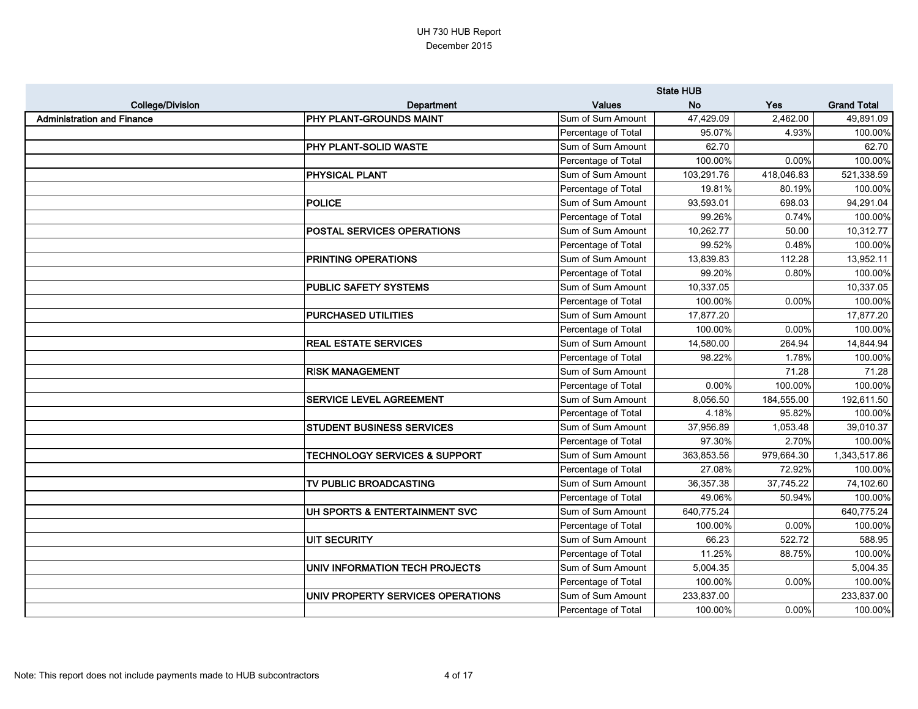UH 730 HUB Report
December 2015

| College/Division | Department | Values | State HUB No | State HUB Yes | Grand Total |
|---|---|---|---|---|---|
| Administration and Finance | PHY PLANT-GROUNDS MAINT | Sum of Sum Amount | 47,429.09 | 2,462.00 | 49,891.09 |
| | | Percentage of Total | 95.07% | 4.93% | 100.00% |
| | PHY PLANT-SOLID WASTE | Sum of Sum Amount | 62.70 | | 62.70 |
| | | Percentage of Total | 100.00% | 0.00% | 100.00% |
| | PHYSICAL PLANT | Sum of Sum Amount | 103,291.76 | 418,046.83 | 521,338.59 |
| | | Percentage of Total | 19.81% | 80.19% | 100.00% |
| | POLICE | Sum of Sum Amount | 93,593.01 | 698.03 | 94,291.04 |
| | | Percentage of Total | 99.26% | 0.74% | 100.00% |
| | POSTAL SERVICES OPERATIONS | Sum of Sum Amount | 10,262.77 | 50.00 | 10,312.77 |
| | | Percentage of Total | 99.52% | 0.48% | 100.00% |
| | PRINTING OPERATIONS | Sum of Sum Amount | 13,839.83 | 112.28 | 13,952.11 |
| | | Percentage of Total | 99.20% | 0.80% | 100.00% |
| | PUBLIC SAFETY SYSTEMS | Sum of Sum Amount | 10,337.05 | | 10,337.05 |
| | | Percentage of Total | 100.00% | 0.00% | 100.00% |
| | PURCHASED UTILITIES | Sum of Sum Amount | 17,877.20 | | 17,877.20 |
| | | Percentage of Total | 100.00% | 0.00% | 100.00% |
| | REAL ESTATE SERVICES | Sum of Sum Amount | 14,580.00 | 264.94 | 14,844.94 |
| | | Percentage of Total | 98.22% | 1.78% | 100.00% |
| | RISK MANAGEMENT | Sum of Sum Amount | | 71.28 | 71.28 |
| | | Percentage of Total | 0.00% | 100.00% | 100.00% |
| | SERVICE LEVEL AGREEMENT | Sum of Sum Amount | 8,056.50 | 184,555.00 | 192,611.50 |
| | | Percentage of Total | 4.18% | 95.82% | 100.00% |
| | STUDENT BUSINESS SERVICES | Sum of Sum Amount | 37,956.89 | 1,053.48 | 39,010.37 |
| | | Percentage of Total | 97.30% | 2.70% | 100.00% |
| | TECHNOLOGY SERVICES & SUPPORT | Sum of Sum Amount | 363,853.56 | 979,664.30 | 1,343,517.86 |
| | | Percentage of Total | 27.08% | 72.92% | 100.00% |
| | TV PUBLIC BROADCASTING | Sum of Sum Amount | 36,357.38 | 37,745.22 | 74,102.60 |
| | | Percentage of Total | 49.06% | 50.94% | 100.00% |
| | UH SPORTS & ENTERTAINMENT SVC | Sum of Sum Amount | 640,775.24 | | 640,775.24 |
| | | Percentage of Total | 100.00% | 0.00% | 100.00% |
| | UIT SECURITY | Sum of Sum Amount | 66.23 | 522.72 | 588.95 |
| | | Percentage of Total | 11.25% | 88.75% | 100.00% |
| | UNIV INFORMATION TECH PROJECTS | Sum of Sum Amount | 5,004.35 | | 5,004.35 |
| | | Percentage of Total | 100.00% | 0.00% | 100.00% |
| | UNIV PROPERTY SERVICES OPERATIONS | Sum of Sum Amount | 233,837.00 | | 233,837.00 |
| | | Percentage of Total | 100.00% | 0.00% | 100.00% |

Note: This report does not include payments made to HUB subcontractors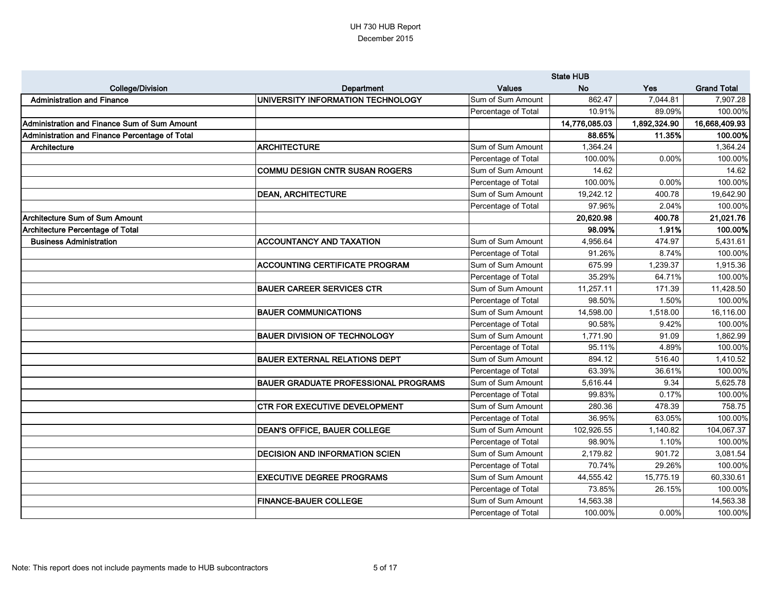UH 730 HUB Report
December 2015

| College/Division | Department | Values | State HUB No | State HUB Yes | Grand Total |
|---|---|---|---|---|---|
| **Administration and Finance** | **UNIVERSITY INFORMATION TECHNOLOGY** | Sum of Sum Amount | 862.47 | 7,044.81 | 7,907.28 |
| | | Percentage of Total | 10.91% | 89.09% | 100.00% |
| **Administration and Finance Sum of Sum Amount** | | | **14,776,085.03** | **1,892,324.90** | **16,668,409.93** |
| **Administration and Finance Percentage of Total** | | | **88.65%** | **11.35%** | **100.00%** |
| **Architecture** | **ARCHITECTURE** | Sum of Sum Amount | 1,364.24 | | 1,364.24 |
| | | Percentage of Total | 100.00% | 0.00% | 100.00% |
| | **COMMU DESIGN CNTR SUSAN ROGERS** | Sum of Sum Amount | 14.62 | | 14.62 |
| | | Percentage of Total | 100.00% | 0.00% | 100.00% |
| | **DEAN, ARCHITECTURE** | Sum of Sum Amount | 19,242.12 | 400.78 | 19,642.90 |
| | | Percentage of Total | 97.96% | 2.04% | 100.00% |
| **Architecture Sum of Sum Amount** | | | **20,620.98** | **400.78** | **21,021.76** |
| **Architecture Percentage of Total** | | | **98.09%** | **1.91%** | **100.00%** |
| **Business Administration** | **ACCOUNTANCY AND TAXATION** | Sum of Sum Amount | 4,956.64 | 474.97 | 5,431.61 |
| | | Percentage of Total | 91.26% | 8.74% | 100.00% |
| | **ACCOUNTING CERTIFICATE PROGRAM** | Sum of Sum Amount | 675.99 | 1,239.37 | 1,915.36 |
| | | Percentage of Total | 35.29% | 64.71% | 100.00% |
| | **BAUER CAREER SERVICES CTR** | Sum of Sum Amount | 11,257.11 | 171.39 | 11,428.50 |
| | | Percentage of Total | 98.50% | 1.50% | 100.00% |
| | **BAUER COMMUNICATIONS** | Sum of Sum Amount | 14,598.00 | 1,518.00 | 16,116.00 |
| | | Percentage of Total | 90.58% | 9.42% | 100.00% |
| | **BAUER DIVISION OF TECHNOLOGY** | Sum of Sum Amount | 1,771.90 | 91.09 | 1,862.99 |
| | | Percentage of Total | 95.11% | 4.89% | 100.00% |
| | **BAUER EXTERNAL RELATIONS DEPT** | Sum of Sum Amount | 894.12 | 516.40 | 1,410.52 |
| | | Percentage of Total | 63.39% | 36.61% | 100.00% |
| | **BAUER GRADUATE PROFESSIONAL PROGRAMS** | Sum of Sum Amount | 5,616.44 | 9.34 | 5,625.78 |
| | | Percentage of Total | 99.83% | 0.17% | 100.00% |
| | **CTR FOR EXECUTIVE DEVELOPMENT** | Sum of Sum Amount | 280.36 | 478.39 | 758.75 |
| | | Percentage of Total | 36.95% | 63.05% | 100.00% |
| | **DEAN'S OFFICE, BAUER COLLEGE** | Sum of Sum Amount | 102,926.55 | 1,140.82 | 104,067.37 |
| | | Percentage of Total | 98.90% | 1.10% | 100.00% |
| | **DECISION AND INFORMATION SCIEN** | Sum of Sum Amount | 2,179.82 | 901.72 | 3,081.54 |
| | | Percentage of Total | 70.74% | 29.26% | 100.00% |
| | **EXECUTIVE DEGREE PROGRAMS** | Sum of Sum Amount | 44,555.42 | 15,775.19 | 60,330.61 |
| | | Percentage of Total | 73.85% | 26.15% | 100.00% |
| | **FINANCE-BAUER COLLEGE** | Sum of Sum Amount | 14,563.38 | | 14,563.38 |
| | | Percentage of Total | 100.00% | 0.00% | 100.00% |

Note: This report does not include payments made to HUB subcontractors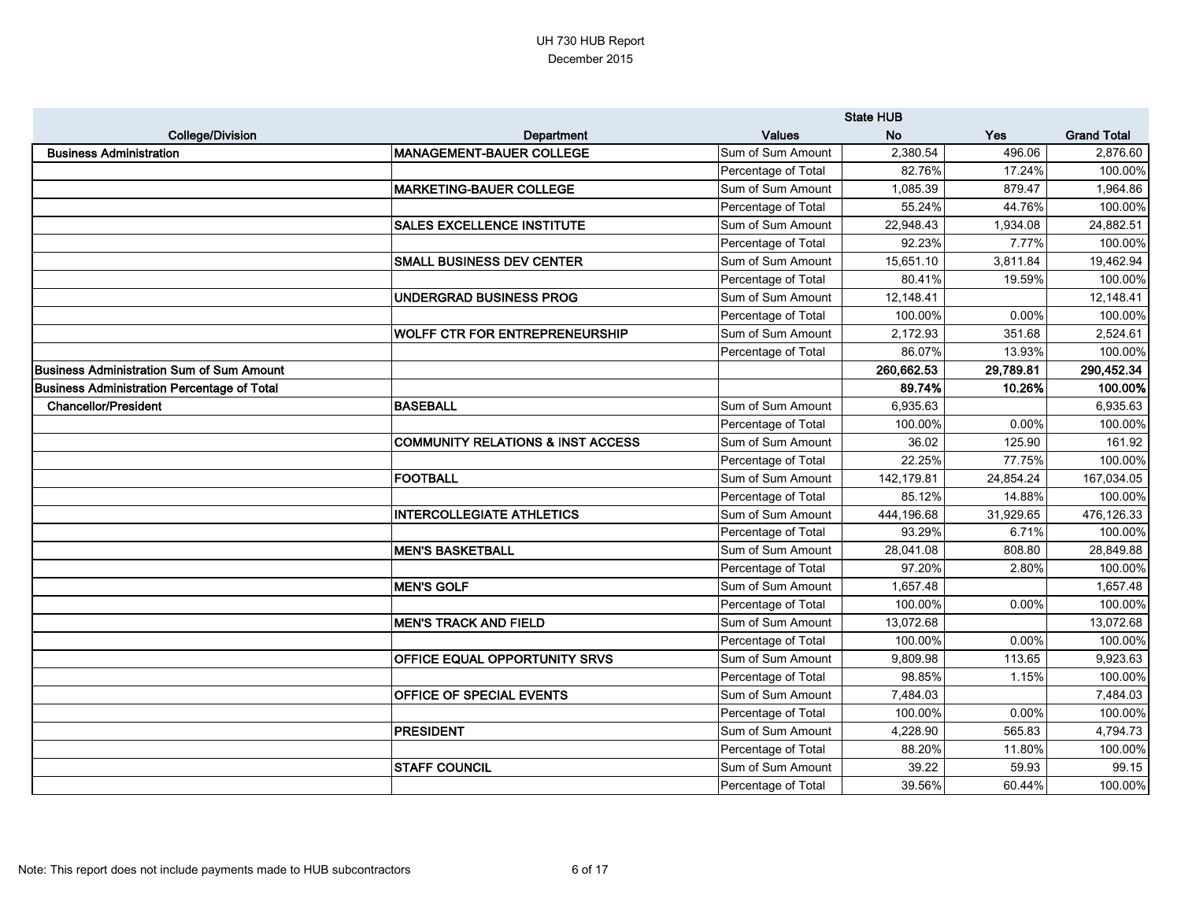UH 730 HUB Report
December 2015

| College/Division | Department | Values | State HUB No | Yes | Grand Total |
|---|---|---|---|---|---|
| **Business Administration** | **MANAGEMENT-BAUER COLLEGE** | Sum of Sum Amount | 2,380.54 | 496.06 | 2,876.60 |
| | | Percentage of Total | 82.76% | 17.24% | 100.00% |
| | **MARKETING-BAUER COLLEGE** | Sum of Sum Amount | 1,085.39 | 879.47 | 1,964.86 |
| | | Percentage of Total | 55.24% | 44.76% | 100.00% |
| | **SALES EXCELLENCE INSTITUTE** | Sum of Sum Amount | 22,948.43 | 1,934.08 | 24,882.51 |
| | | Percentage of Total | 92.23% | 7.77% | 100.00% |
| | **SMALL BUSINESS DEV CENTER** | Sum of Sum Amount | 15,651.10 | 3,811.84 | 19,462.94 |
| | | Percentage of Total | 80.41% | 19.59% | 100.00% |
| | **UNDERGRAD BUSINESS PROG** | Sum of Sum Amount | 12,148.41 | | 12,148.41 |
| | | Percentage of Total | 100.00% | 0.00% | 100.00% |
| | **WOLFF CTR FOR ENTREPRENEURSHIP** | Sum of Sum Amount | 2,172.93 | 351.68 | 2,524.61 |
| | | Percentage of Total | 86.07% | 13.93% | 100.00% |
| **Business Administration Sum of Sum Amount** | | | **260,662.53** | **29,789.81** | **290,452.34** |
| **Business Administration Percentage of Total** | | | **89.74%** | **10.26%** | **100.00%** |
| **Chancellor/President** | **BASEBALL** | Sum of Sum Amount | 6,935.63 | | 6,935.63 |
| | | Percentage of Total | 100.00% | 0.00% | 100.00% |
| | **COMMUNITY RELATIONS & INST ACCESS** | Sum of Sum Amount | 36.02 | 125.90 | 161.92 |
| | | Percentage of Total | 22.25% | 77.75% | 100.00% |
| | **FOOTBALL** | Sum of Sum Amount | 142,179.81 | 24,854.24 | 167,034.05 |
| | | Percentage of Total | 85.12% | 14.88% | 100.00% |
| | **INTERCOLLEGIATE ATHLETICS** | Sum of Sum Amount | 444,196.68 | 31,929.65 | 476,126.33 |
| | | Percentage of Total | 93.29% | 6.71% | 100.00% |
| | **MEN'S BASKETBALL** | Sum of Sum Amount | 28,041.08 | 808.80 | 28,849.88 |
| | | Percentage of Total | 97.20% | 2.80% | 100.00% |
| | **MEN'S GOLF** | Sum of Sum Amount | 1,657.48 | | 1,657.48 |
| | | Percentage of Total | 100.00% | 0.00% | 100.00% |
| | **MEN'S TRACK AND FIELD** | Sum of Sum Amount | 13,072.68 | | 13,072.68 |
| | | Percentage of Total | 100.00% | 0.00% | 100.00% |
| | **OFFICE EQUAL OPPORTUNITY SRVS** | Sum of Sum Amount | 9,809.98 | 113.65 | 9,923.63 |
| | | Percentage of Total | 98.85% | 1.15% | 100.00% |
| | **OFFICE OF SPECIAL EVENTS** | Sum of Sum Amount | 7,484.03 | | 7,484.03 |
| | | Percentage of Total | 100.00% | 0.00% | 100.00% |
| | **PRESIDENT** | Sum of Sum Amount | 4,228.90 | 565.83 | 4,794.73 |
| | | Percentage of Total | 88.20% | 11.80% | 100.00% |
| | **STAFF COUNCIL** | Sum of Sum Amount | 39.22 | 59.93 | 99.15 |
| | | Percentage of Total | 39.56% | 60.44% | 100.00% |

Note: This report does not include payments made to HUB subcontractors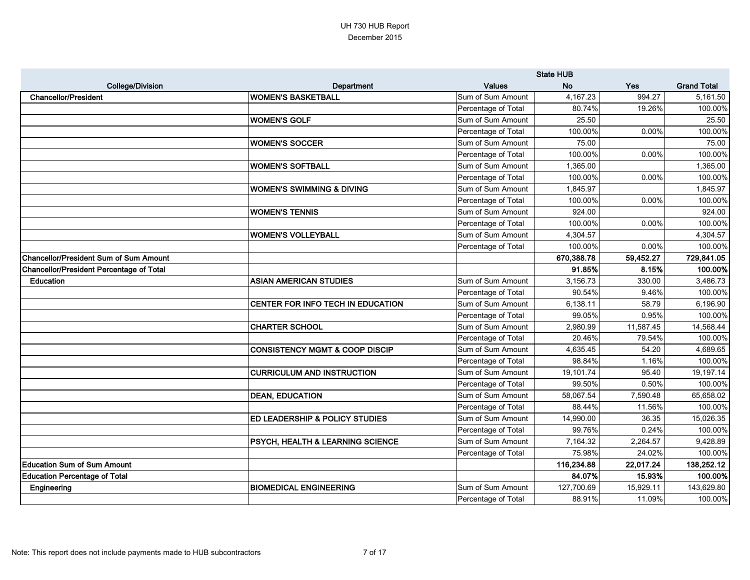# UH 730 HUB Report

December 2015

| College/Division | Department | Values | State HUB No | Yes | Grand Total |
|---|---|---|---|---|---|
| Chancellor/President | WOMEN'S BASKETBALL | Sum of Sum Amount | 4,167.23 | 994.27 | 5,161.50 |
| | | Percentage of Total | 80.74% | 19.26% | 100.00% |
| | WOMEN'S GOLF | Sum of Sum Amount | 25.50 | | 25.50 |
| | | Percentage of Total | 100.00% | 0.00% | 100.00% |
| | WOMEN'S SOCCER | Sum of Sum Amount | 75.00 | | 75.00 |
| | | Percentage of Total | 100.00% | 0.00% | 100.00% |
| | WOMEN'S SOFTBALL | Sum of Sum Amount | 1,365.00 | | 1,365.00 |
| | | Percentage of Total | 100.00% | 0.00% | 100.00% |
| | WOMEN'S SWIMMING & DIVING | Sum of Sum Amount | 1,845.97 | | 1,845.97 |
| | | Percentage of Total | 100.00% | 0.00% | 100.00% |
| | WOMEN'S TENNIS | Sum of Sum Amount | 924.00 | | 924.00 |
| | | Percentage of Total | 100.00% | 0.00% | 100.00% |
| | WOMEN'S VOLLEYBALL | Sum of Sum Amount | 4,304.57 | | 4,304.57 |
| | | Percentage of Total | 100.00% | 0.00% | 100.00% |
| **Chancellor/President Sum of Sum Amount** | | | **670,388.78** | **59,452.27** | **729,841.05** |
| **Chancellor/President Percentage of Total** | | | **91.85%** | **8.15%** | **100.00%** |
| Education | ASIAN AMERICAN STUDIES | Sum of Sum Amount | 3,156.73 | 330.00 | 3,486.73 |
| | | Percentage of Total | 90.54% | 9.46% | 100.00% |
| | CENTER FOR INFO TECH IN EDUCATION | Sum of Sum Amount | 6,138.11 | 58.79 | 6,196.90 |
| | | Percentage of Total | 99.05% | 0.95% | 100.00% |
| | CHARTER SCHOOL | Sum of Sum Amount | 2,980.99 | 11,587.45 | 14,568.44 |
| | | Percentage of Total | 20.46% | 79.54% | 100.00% |
| | CONSISTENCY MGMT & COOP DISCIP | Sum of Sum Amount | 4,635.45 | 54.20 | 4,689.65 |
| | | Percentage of Total | 98.84% | 1.16% | 100.00% |
| | CURRICULUM AND INSTRUCTION | Sum of Sum Amount | 19,101.74 | 95.40 | 19,197.14 |
| | | Percentage of Total | 99.50% | 0.50% | 100.00% |
| | DEAN, EDUCATION | Sum of Sum Amount | 58,067.54 | 7,590.48 | 65,658.02 |
| | | Percentage of Total | 88.44% | 11.56% | 100.00% |
| | ED LEADERSHIP & POLICY STUDIES | Sum of Sum Amount | 14,990.00 | 36.35 | 15,026.35 |
| | | Percentage of Total | 99.76% | 0.24% | 100.00% |
| | PSYCH, HEALTH & LEARNING SCIENCE | Sum of Sum Amount | 7,164.32 | 2,264.57 | 9,428.89 |
| | | Percentage of Total | 75.98% | 24.02% | 100.00% |
| **Education Sum of Sum Amount** | | | **116,234.88** | **22,017.24** | **138,252.12** |
| **Education Percentage of Total** | | | **84.07%** | **15.93%** | **100.00%** |
| Engineering | BIOMEDICAL ENGINEERING | Sum of Sum Amount | 127,700.69 | 15,929.11 | 143,629.80 |
| | | Percentage of Total | 88.91% | 11.09% | 100.00% |

Note: This report does not include payments made to HUB subcontractors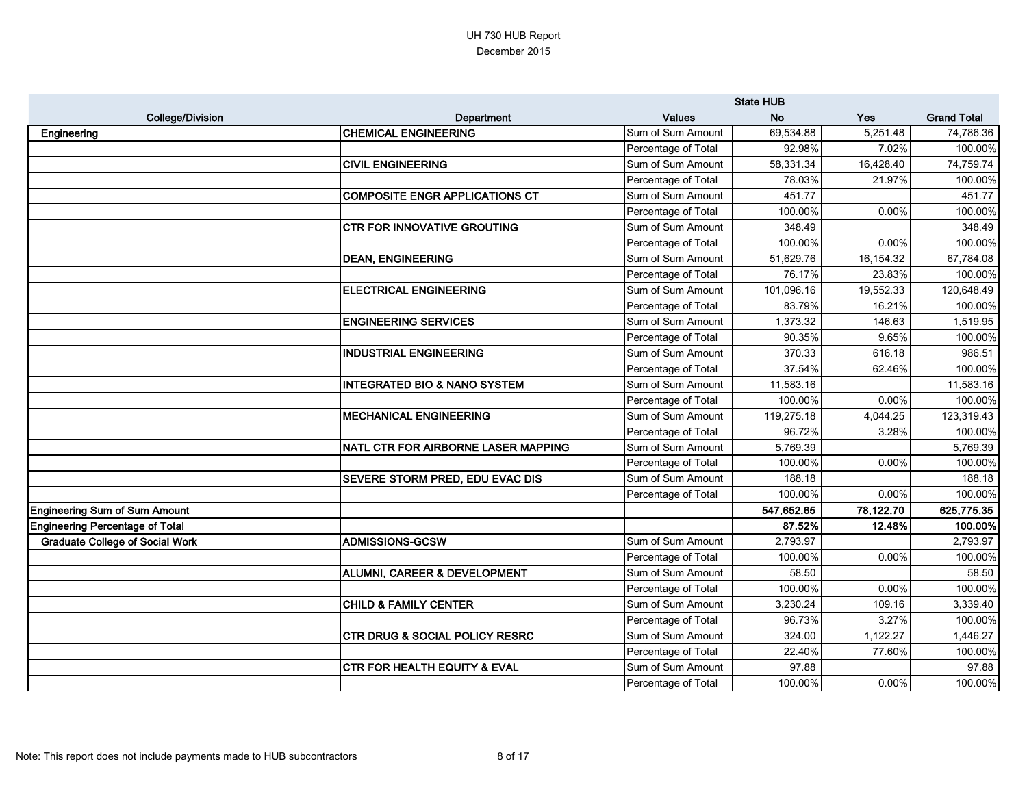UH 730 HUB Report
December 2015

| College/Division | Department | Values | State HUB | | |
|---|---|---|---|---|---|
| | | | No | Yes | Grand Total |
| Engineering | CHEMICAL ENGINEERING | Sum of Sum Amount | 69,534.88 | 5,251.48 | 74,786.36 |
| | | Percentage of Total | 92.98% | 7.02% | 100.00% |
| | CIVIL ENGINEERING | Sum of Sum Amount | 58,331.34 | 16,428.40 | 74,759.74 |
| | | Percentage of Total | 78.03% | 21.97% | 100.00% |
| | COMPOSITE ENGR APPLICATIONS CT | Sum of Sum Amount | 451.77 | | 451.77 |
| | | Percentage of Total | 100.00% | 0.00% | 100.00% |
| | CTR FOR INNOVATIVE GROUTING | Sum of Sum Amount | 348.49 | | 348.49 |
| | | Percentage of Total | 100.00% | 0.00% | 100.00% |
| | DEAN, ENGINEERING | Sum of Sum Amount | 51,629.76 | 16,154.32 | 67,784.08 |
| | | Percentage of Total | 76.17% | 23.83% | 100.00% |
| | ELECTRICAL ENGINEERING | Sum of Sum Amount | 101,096.16 | 19,552.33 | 120,648.49 |
| | | Percentage of Total | 83.79% | 16.21% | 100.00% |
| | ENGINEERING SERVICES | Sum of Sum Amount | 1,373.32 | 146.63 | 1,519.95 |
| | | Percentage of Total | 90.35% | 9.65% | 100.00% |
| | INDUSTRIAL ENGINEERING | Sum of Sum Amount | 370.33 | 616.18 | 986.51 |
| | | Percentage of Total | 37.54% | 62.46% | 100.00% |
| | INTEGRATED BIO & NANO SYSTEM | Sum of Sum Amount | 11,583.16 | | 11,583.16 |
| | | Percentage of Total | 100.00% | 0.00% | 100.00% |
| | MECHANICAL ENGINEERING | Sum of Sum Amount | 119,275.18 | 4,044.25 | 123,319.43 |
| | | Percentage of Total | 96.72% | 3.28% | 100.00% |
| | NATL CTR FOR AIRBORNE LASER MAPPING | Sum of Sum Amount | 5,769.39 | | 5,769.39 |
| | | Percentage of Total | 100.00% | 0.00% | 100.00% |
| | SEVERE STORM PRED, EDU EVAC DIS | Sum of Sum Amount | 188.18 | | 188.18 |
| | | Percentage of Total | 100.00% | 0.00% | 100.00% |
| **Engineering Sum of Sum Amount** | | | **547,652.65** | **78,122.70** | **625,775.35** |
| **Engineering Percentage of Total** | | | **87.52%** | **12.48%** | **100.00%** |
| Graduate College of Social Work | ADMISSIONS-GCSW | Sum of Sum Amount | 2,793.97 | | 2,793.97 |
| | | Percentage of Total | 100.00% | 0.00% | 100.00% |
| | ALUMNI, CAREER & DEVELOPMENT | Sum of Sum Amount | 58.50 | | 58.50 |
| | | Percentage of Total | 100.00% | 0.00% | 100.00% |
| | CHILD & FAMILY CENTER | Sum of Sum Amount | 3,230.24 | 109.16 | 3,339.40 |
| | | Percentage of Total | 96.73% | 3.27% | 100.00% |
| | CTR DRUG & SOCIAL POLICY RESRC | Sum of Sum Amount | 324.00 | 1,122.27 | 1,446.27 |
| | | Percentage of Total | 22.40% | 77.60% | 100.00% |
| | CTR FOR HEALTH EQUITY & EVAL | Sum of Sum Amount | 97.88 | | 97.88 |
| | | Percentage of Total | 100.00% | 0.00% | 100.00% |

Note: This report does not include payments made to HUB subcontractors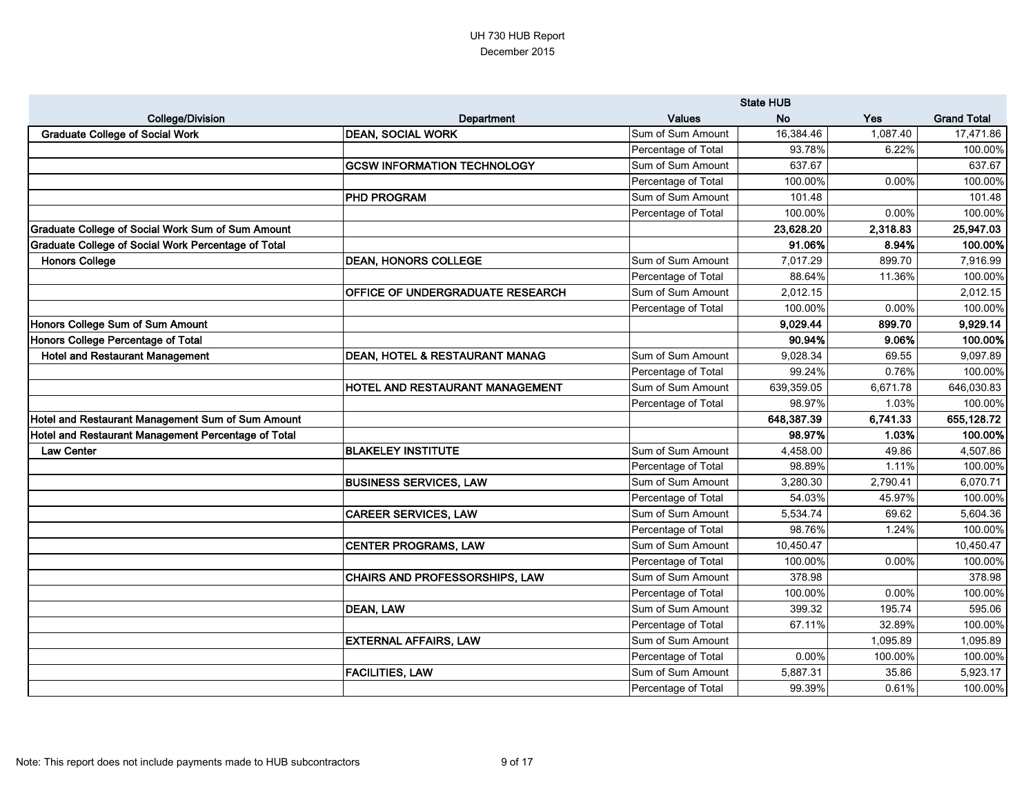UH 730 HUB Report
December 2015

| College/Division | Department | Values | State HUB No | State HUB Yes | Grand Total |
|---|---|---|---|---|---|
| **Graduate College of Social Work** | **DEAN, SOCIAL WORK** | Sum of Sum Amount | 16,384.46 | 1,087.40 | 17,471.86 |
| | | Percentage of Total | 93.78% | 6.22% | 100.00% |
| | **GCSW INFORMATION TECHNOLOGY** | Sum of Sum Amount | 637.67 | | 637.67 |
| | | Percentage of Total | 100.00% | 0.00% | 100.00% |
| | **PHD PROGRAM** | Sum of Sum Amount | 101.48 | | 101.48 |
| | | Percentage of Total | 100.00% | 0.00% | 100.00% |
| **Graduate College of Social Work Sum of Sum Amount** | | | **23,628.20** | **2,318.83** | **25,947.03** |
| **Graduate College of Social Work Percentage of Total** | | | **91.06%** | **8.94%** | **100.00%** |
| **Honors College** | **DEAN, HONORS COLLEGE** | Sum of Sum Amount | 7,017.29 | 899.70 | 7,916.99 |
| | | Percentage of Total | 88.64% | 11.36% | 100.00% |
| | **OFFICE OF UNDERGRADUATE RESEARCH** | Sum of Sum Amount | 2,012.15 | | 2,012.15 |
| | | Percentage of Total | 100.00% | 0.00% | 100.00% |
| **Honors College Sum of Sum Amount** | | | **9,029.44** | **899.70** | **9,929.14** |
| **Honors College Percentage of Total** | | | **90.94%** | **9.06%** | **100.00%** |
| **Hotel and Restaurant Management** | **DEAN, HOTEL & RESTAURANT MANAG** | Sum of Sum Amount | 9,028.34 | 69.55 | 9,097.89 |
| | | Percentage of Total | 99.24% | 0.76% | 100.00% |
| | **HOTEL AND RESTAURANT MANAGEMENT** | Sum of Sum Amount | 639,359.05 | 6,671.78 | 646,030.83 |
| | | Percentage of Total | 98.97% | 1.03% | 100.00% |
| **Hotel and Restaurant Management Sum of Sum Amount** | | | **648,387.39** | **6,741.33** | **655,128.72** |
| **Hotel and Restaurant Management Percentage of Total** | | | **98.97%** | **1.03%** | **100.00%** |
| **Law Center** | **BLAKELEY INSTITUTE** | Sum of Sum Amount | 4,458.00 | 49.86 | 4,507.86 |
| | | Percentage of Total | 98.89% | 1.11% | 100.00% |
| | **BUSINESS SERVICES, LAW** | Sum of Sum Amount | 3,280.30 | 2,790.41 | 6,070.71 |
| | | Percentage of Total | 54.03% | 45.97% | 100.00% |
| | **CAREER SERVICES, LAW** | Sum of Sum Amount | 5,534.74 | 69.62 | 5,604.36 |
| | | Percentage of Total | 98.76% | 1.24% | 100.00% |
| | **CENTER PROGRAMS, LAW** | Sum of Sum Amount | 10,450.47 | | 10,450.47 |
| | | Percentage of Total | 100.00% | 0.00% | 100.00% |
| | **CHAIRS AND PROFESSORSHIPS, LAW** | Sum of Sum Amount | 378.98 | | 378.98 |
| | | Percentage of Total | 100.00% | 0.00% | 100.00% |
| | **DEAN, LAW** | Sum of Sum Amount | 399.32 | 195.74 | 595.06 |
| | | Percentage of Total | 67.11% | 32.89% | 100.00% |
| | **EXTERNAL AFFAIRS, LAW** | Sum of Sum Amount | | 1,095.89 | 1,095.89 |
| | | Percentage of Total | 0.00% | 100.00% | 100.00% |
| | **FACILITIES, LAW** | Sum of Sum Amount | 5,887.31 | 35.86 | 5,923.17 |
| | | Percentage of Total | 99.39% | 0.61% | 100.00% |

Note: This report does not include payments made to HUB subcontractors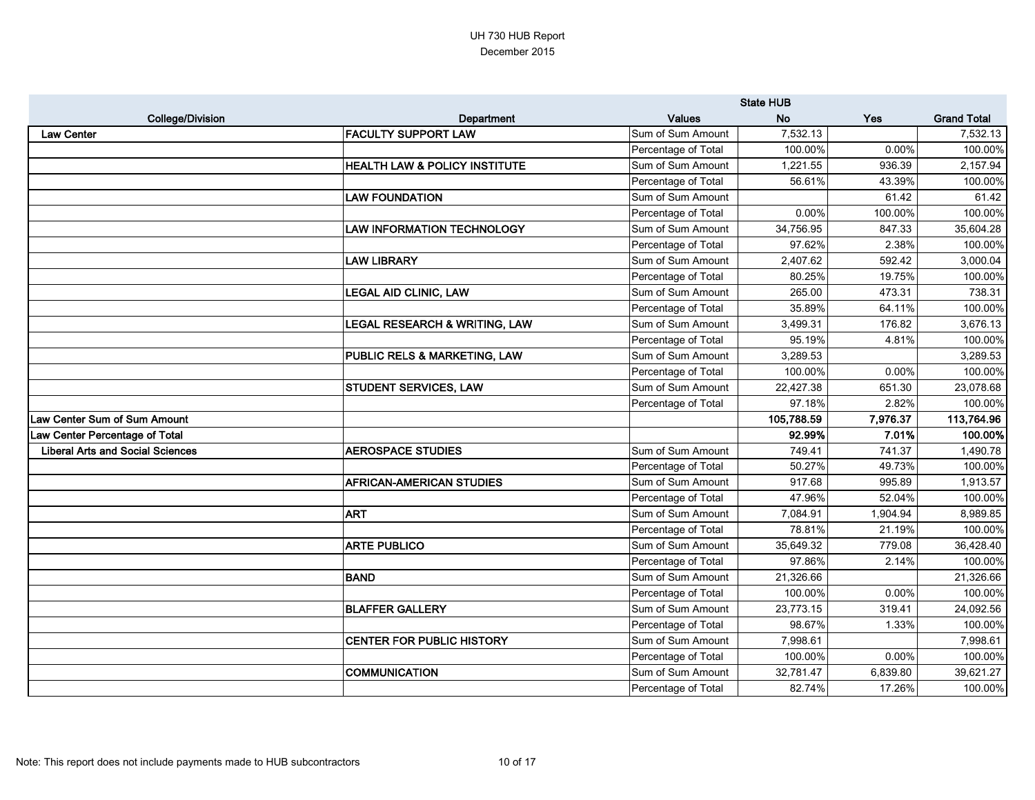UH 730 HUB Report
December 2015

| College/Division | Department | Values | State HUB No | Yes | Grand Total |
|---|---|---|---|---|---|
| Law Center | FACULTY SUPPORT LAW | Sum of Sum Amount | 7,532.13 | | 7,532.13 |
| | | Percentage of Total | 100.00% | 0.00% | 100.00% |
| | HEALTH LAW & POLICY INSTITUTE | Sum of Sum Amount | 1,221.55 | 936.39 | 2,157.94 |
| | | Percentage of Total | 56.61% | 43.39% | 100.00% |
| | LAW FOUNDATION | Sum of Sum Amount | | 61.42 | 61.42 |
| | | Percentage of Total | 0.00% | 100.00% | 100.00% |
| | LAW INFORMATION TECHNOLOGY | Sum of Sum Amount | 34,756.95 | 847.33 | 35,604.28 |
| | | Percentage of Total | 97.62% | 2.38% | 100.00% |
| | LAW LIBRARY | Sum of Sum Amount | 2,407.62 | 592.42 | 3,000.04 |
| | | Percentage of Total | 80.25% | 19.75% | 100.00% |
| | LEGAL AID CLINIC, LAW | Sum of Sum Amount | 265.00 | 473.31 | 738.31 |
| | | Percentage of Total | 35.89% | 64.11% | 100.00% |
| | LEGAL RESEARCH & WRITING, LAW | Sum of Sum Amount | 3,499.31 | 176.82 | 3,676.13 |
| | | Percentage of Total | 95.19% | 4.81% | 100.00% |
| | PUBLIC RELS & MARKETING, LAW | Sum of Sum Amount | 3,289.53 | | 3,289.53 |
| | | Percentage of Total | 100.00% | 0.00% | 100.00% |
| | STUDENT SERVICES, LAW | Sum of Sum Amount | 22,427.38 | 651.30 | 23,078.68 |
| | | Percentage of Total | 97.18% | 2.82% | 100.00% |
| **Law Center Sum of Sum Amount** | | | **105,788.59** | **7,976.37** | **113,764.96** |
| **Law Center Percentage of Total** | | | **92.99%** | **7.01%** | **100.00%** |
| Liberal Arts and Social Sciences | AEROSPACE STUDIES | Sum of Sum Amount | 749.41 | 741.37 | 1,490.78 |
| | | Percentage of Total | 50.27% | 49.73% | 100.00% |
| | AFRICAN-AMERICAN STUDIES | Sum of Sum Amount | 917.68 | 995.89 | 1,913.57 |
| | | Percentage of Total | 47.96% | 52.04% | 100.00% |
| | ART | Sum of Sum Amount | 7,084.91 | 1,904.94 | 8,989.85 |
| | | Percentage of Total | 78.81% | 21.19% | 100.00% |
| | ARTE PUBLICO | Sum of Sum Amount | 35,649.32 | 779.08 | 36,428.40 |
| | | Percentage of Total | 97.86% | 2.14% | 100.00% |
| | BAND | Sum of Sum Amount | 21,326.66 | | 21,326.66 |
| | | Percentage of Total | 100.00% | 0.00% | 100.00% |
| | BLAFFER GALLERY | Sum of Sum Amount | 23,773.15 | 319.41 | 24,092.56 |
| | | Percentage of Total | 98.67% | 1.33% | 100.00% |
| | CENTER FOR PUBLIC HISTORY | Sum of Sum Amount | 7,998.61 | | 7,998.61 |
| | | Percentage of Total | 100.00% | 0.00% | 100.00% |
| | COMMUNICATION | Sum of Sum Amount | 32,781.47 | 6,839.80 | 39,621.27 |
| | | Percentage of Total | 82.74% | 17.26% | 100.00% |

Note: This report does not include payments made to HUB subcontractors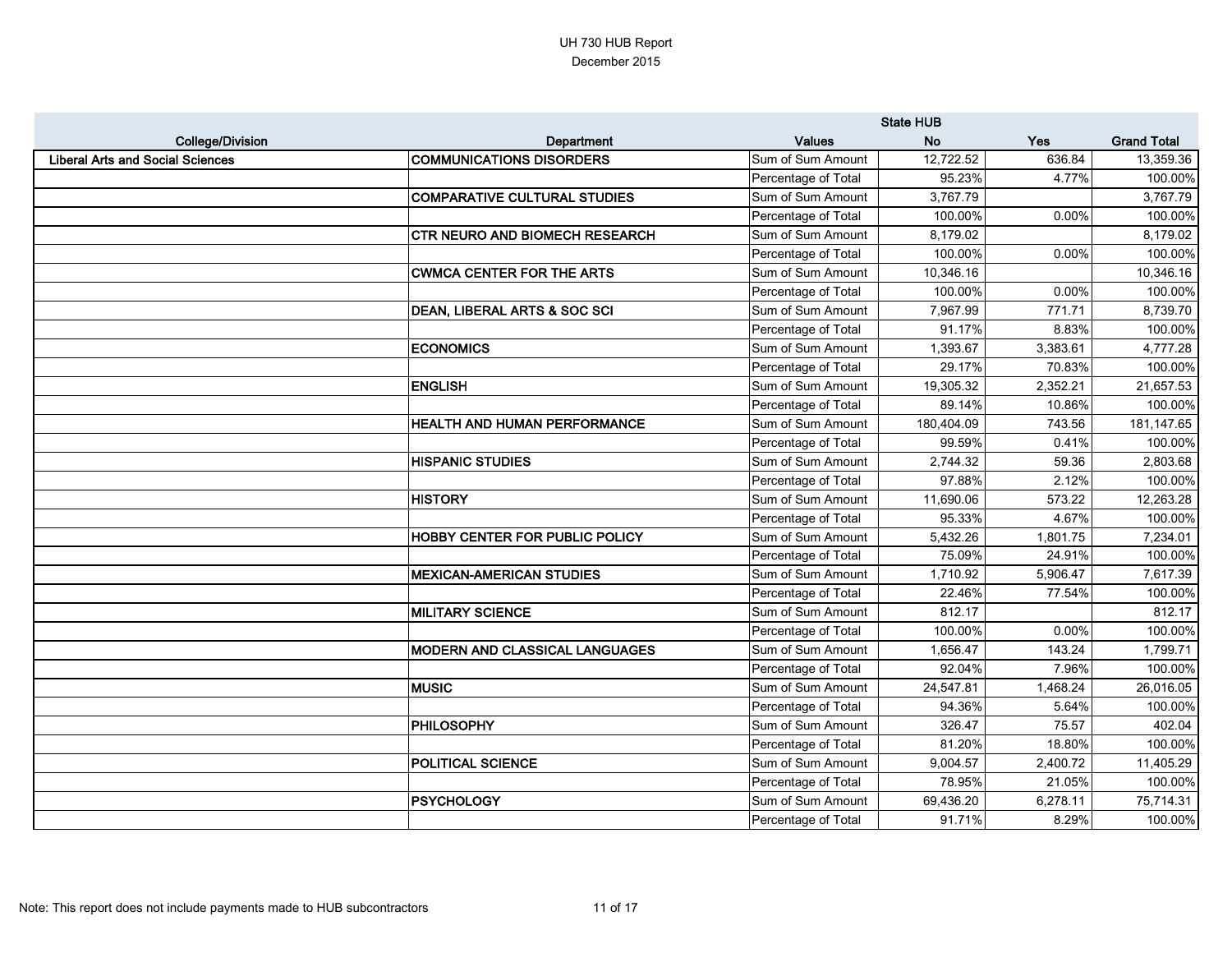UH 730 HUB Report
December 2015

| College/Division | Department | Values | State HUB No | Yes | Grand Total |
|---|---|---|---|---|---|
| Liberal Arts and Social Sciences | COMMUNICATIONS DISORDERS | Sum of Sum Amount | 12,722.52 | 636.84 | 13,359.36 |
| | | Percentage of Total | 95.23% | 4.77% | 100.00% |
| | COMPARATIVE CULTURAL STUDIES | Sum of Sum Amount | 3,767.79 | | 3,767.79 |
| | | Percentage of Total | 100.00% | 0.00% | 100.00% |
| | CTR NEURO AND BIOMECH RESEARCH | Sum of Sum Amount | 8,179.02 | | 8,179.02 |
| | | Percentage of Total | 100.00% | 0.00% | 100.00% |
| | CWMCA CENTER FOR THE ARTS | Sum of Sum Amount | 10,346.16 | | 10,346.16 |
| | | Percentage of Total | 100.00% | 0.00% | 100.00% |
| | DEAN, LIBERAL ARTS & SOC SCI | Sum of Sum Amount | 7,967.99 | 771.71 | 8,739.70 |
| | | Percentage of Total | 91.17% | 8.83% | 100.00% |
| | ECONOMICS | Sum of Sum Amount | 1,393.67 | 3,383.61 | 4,777.28 |
| | | Percentage of Total | 29.17% | 70.83% | 100.00% |
| | ENGLISH | Sum of Sum Amount | 19,305.32 | 2,352.21 | 21,657.53 |
| | | Percentage of Total | 89.14% | 10.86% | 100.00% |
| | HEALTH AND HUMAN PERFORMANCE | Sum of Sum Amount | 180,404.09 | 743.56 | 181,147.65 |
| | | Percentage of Total | 99.59% | 0.41% | 100.00% |
| | HISPANIC STUDIES | Sum of Sum Amount | 2,744.32 | 59.36 | 2,803.68 |
| | | Percentage of Total | 97.88% | 2.12% | 100.00% |
| | HISTORY | Sum of Sum Amount | 11,690.06 | 573.22 | 12,263.28 |
| | | Percentage of Total | 95.33% | 4.67% | 100.00% |
| | HOBBY CENTER FOR PUBLIC POLICY | Sum of Sum Amount | 5,432.26 | 1,801.75 | 7,234.01 |
| | | Percentage of Total | 75.09% | 24.91% | 100.00% |
| | MEXICAN-AMERICAN STUDIES | Sum of Sum Amount | 1,710.92 | 5,906.47 | 7,617.39 |
| | | Percentage of Total | 22.46% | 77.54% | 100.00% |
| | MILITARY SCIENCE | Sum of Sum Amount | 812.17 | | 812.17 |
| | | Percentage of Total | 100.00% | 0.00% | 100.00% |
| | MODERN AND CLASSICAL LANGUAGES | Sum of Sum Amount | 1,656.47 | 143.24 | 1,799.71 |
| | | Percentage of Total | 92.04% | 7.96% | 100.00% |
| | MUSIC | Sum of Sum Amount | 24,547.81 | 1,468.24 | 26,016.05 |
| | | Percentage of Total | 94.36% | 5.64% | 100.00% |
| | PHILOSOPHY | Sum of Sum Amount | 326.47 | 75.57 | 402.04 |
| | | Percentage of Total | 81.20% | 18.80% | 100.00% |
| | POLITICAL SCIENCE | Sum of Sum Amount | 9,004.57 | 2,400.72 | 11,405.29 |
| | | Percentage of Total | 78.95% | 21.05% | 100.00% |
| | PSYCHOLOGY | Sum of Sum Amount | 69,436.20 | 6,278.11 | 75,714.31 |
| | | Percentage of Total | 91.71% | 8.29% | 100.00% |

Note: This report does not include payments made to HUB subcontractors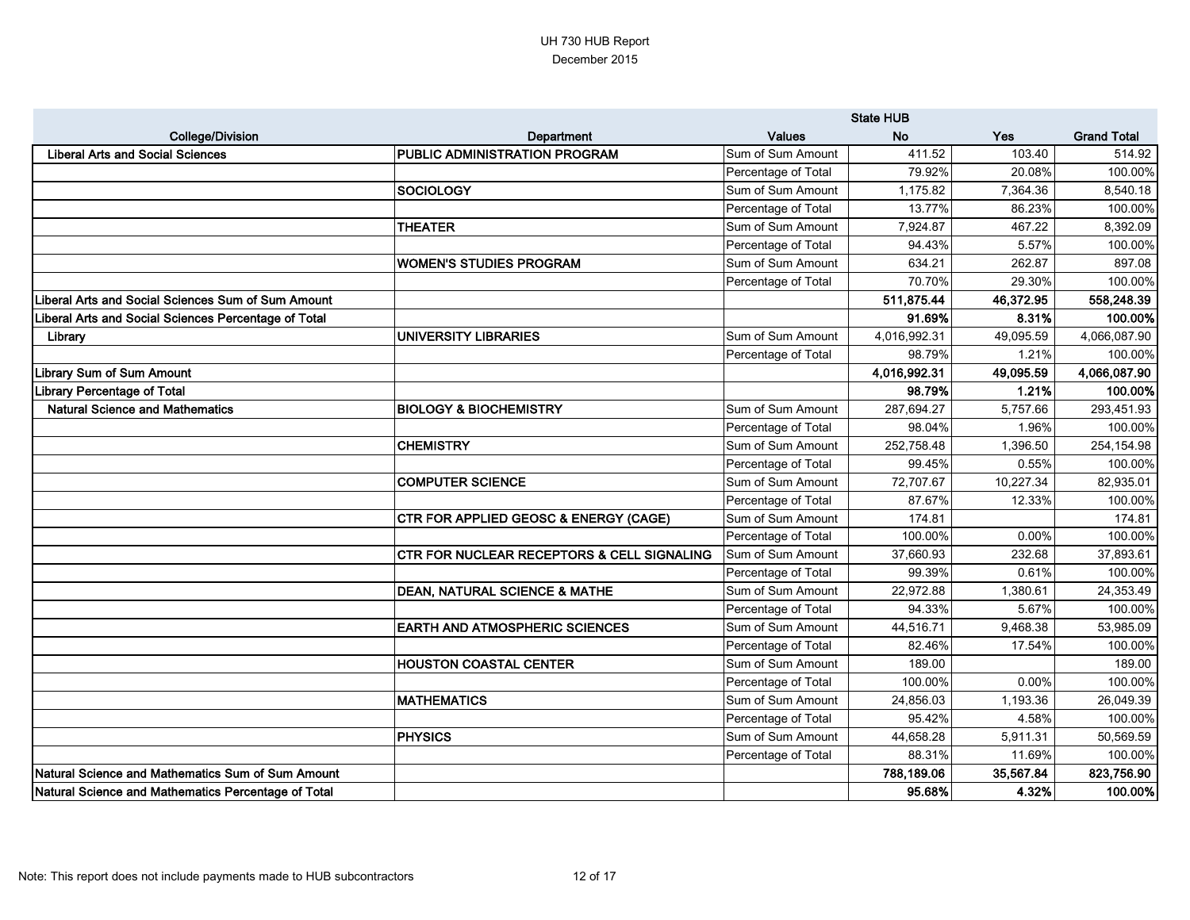UH 730 HUB Report
December 2015

| College/Division | Department | Values | State HUB No | Yes | Grand Total |
|---|---|---|---|---|---|
| Liberal Arts and Social Sciences | PUBLIC ADMINISTRATION PROGRAM | Sum of Sum Amount | 411.52 | 103.40 | 514.92 |
| | | Percentage of Total | 79.92% | 20.08% | 100.00% |
| | SOCIOLOGY | Sum of Sum Amount | 1,175.82 | 7,364.36 | 8,540.18 |
| | | Percentage of Total | 13.77% | 86.23% | 100.00% |
| | THEATER | Sum of Sum Amount | 7,924.87 | 467.22 | 8,392.09 |
| | | Percentage of Total | 94.43% | 5.57% | 100.00% |
| | WOMEN'S STUDIES PROGRAM | Sum of Sum Amount | 634.21 | 262.87 | 897.08 |
| | | Percentage of Total | 70.70% | 29.30% | 100.00% |
| **Liberal Arts and Social Sciences Sum of Sum Amount** | | | **511,875.44** | **46,372.95** | **558,248.39** |
| **Liberal Arts and Social Sciences Percentage of Total** | | | **91.69%** | **8.31%** | **100.00%** |
| Library | UNIVERSITY LIBRARIES | Sum of Sum Amount | 4,016,992.31 | 49,095.59 | 4,066,087.90 |
| | | Percentage of Total | 98.79% | 1.21% | 100.00% |
| **Library Sum of Sum Amount** | | | **4,016,992.31** | **49,095.59** | **4,066,087.90** |
| **Library Percentage of Total** | | | **98.79%** | **1.21%** | **100.00%** |
| Natural Science and Mathematics | BIOLOGY & BIOCHEMISTRY | Sum of Sum Amount | 287,694.27 | 5,757.66 | 293,451.93 |
| | | Percentage of Total | 98.04% | 1.96% | 100.00% |
| | CHEMISTRY | Sum of Sum Amount | 252,758.48 | 1,396.50 | 254,154.98 |
| | | Percentage of Total | 99.45% | 0.55% | 100.00% |
| | COMPUTER SCIENCE | Sum of Sum Amount | 72,707.67 | 10,227.34 | 82,935.01 |
| | | Percentage of Total | 87.67% | 12.33% | 100.00% |
| | CTR FOR APPLIED GEOSC & ENERGY (CAGE) | Sum of Sum Amount | 174.81 | | 174.81 |
| | | Percentage of Total | 100.00% | 0.00% | 100.00% |
| | CTR FOR NUCLEAR RECEPTORS & CELL SIGNALING | Sum of Sum Amount | 37,660.93 | 232.68 | 37,893.61 |
| | | Percentage of Total | 99.39% | 0.61% | 100.00% |
| | DEAN, NATURAL SCIENCE & MATHE | Sum of Sum Amount | 22,972.88 | 1,380.61 | 24,353.49 |
| | | Percentage of Total | 94.33% | 5.67% | 100.00% |
| | EARTH AND ATMOSPHERIC SCIENCES | Sum of Sum Amount | 44,516.71 | 9,468.38 | 53,985.09 |
| | | Percentage of Total | 82.46% | 17.54% | 100.00% |
| | HOUSTON COASTAL CENTER | Sum of Sum Amount | 189.00 | | 189.00 |
| | | Percentage of Total | 100.00% | 0.00% | 100.00% |
| | MATHEMATICS | Sum of Sum Amount | 24,856.03 | 1,193.36 | 26,049.39 |
| | | Percentage of Total | 95.42% | 4.58% | 100.00% |
| | PHYSICS | Sum of Sum Amount | 44,658.28 | 5,911.31 | 50,569.59 |
| | | Percentage of Total | 88.31% | 11.69% | 100.00% |
| **Natural Science and Mathematics Sum of Sum Amount** | | | **788,189.06** | **35,567.84** | **823,756.90** |
| **Natural Science and Mathematics Percentage of Total** | | | **95.68%** | **4.32%** | **100.00%** |

Note: This report does not include payments made to HUB subcontractors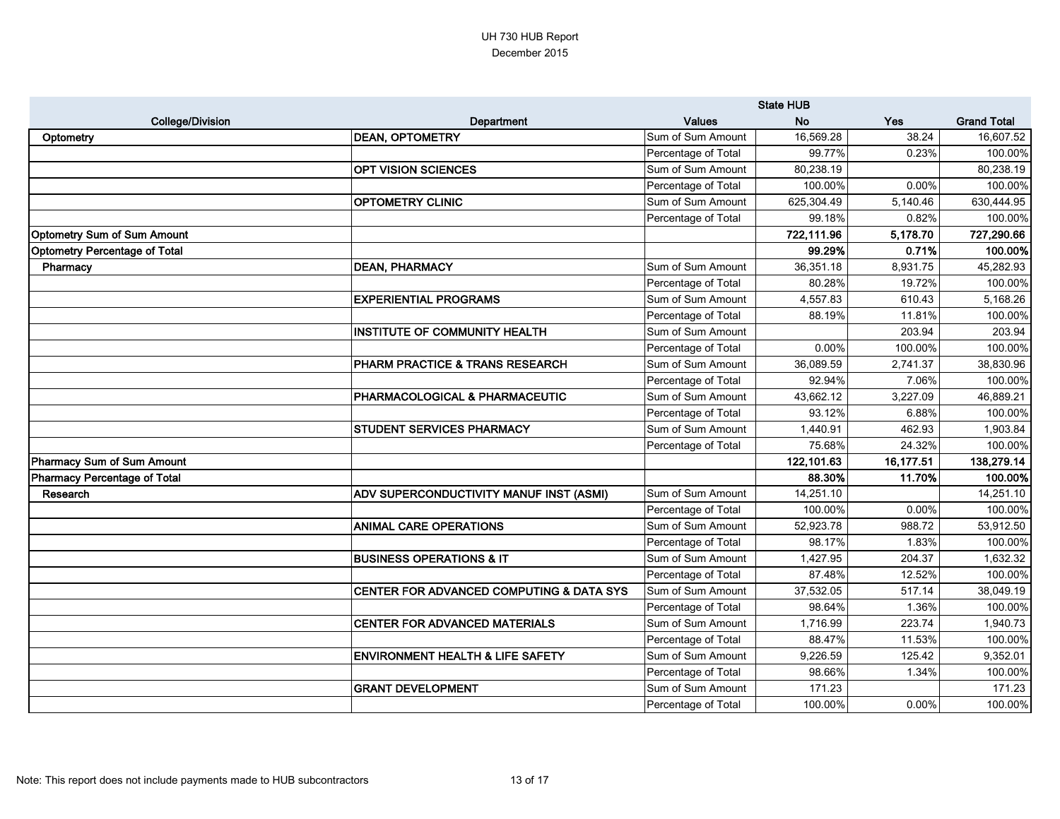UH 730 HUB Report
December 2015

| College/Division | Department | Values | State HUB No | Yes | Grand Total |
|---|---|---|---|---|---|
| Optometry | DEAN, OPTOMETRY | Sum of Sum Amount | 16,569.28 | 38.24 | 16,607.52 |
| | | Percentage of Total | 99.77% | 0.23% | 100.00% |
| | OPT VISION SCIENCES | Sum of Sum Amount | 80,238.19 | | 80,238.19 |
| | | Percentage of Total | 100.00% | 0.00% | 100.00% |
| | OPTOMETRY CLINIC | Sum of Sum Amount | 625,304.49 | 5,140.46 | 630,444.95 |
| | | Percentage of Total | 99.18% | 0.82% | 100.00% |
| **Optometry Sum of Sum Amount** | | | **722,111.96** | **5,178.70** | **727,290.66** |
| **Optometry Percentage of Total** | | | **99.29%** | **0.71%** | **100.00%** |
| Pharmacy | DEAN, PHARMACY | Sum of Sum Amount | 36,351.18 | 8,931.75 | 45,282.93 |
| | | Percentage of Total | 80.28% | 19.72% | 100.00% |
| | EXPERIENTIAL PROGRAMS | Sum of Sum Amount | 4,557.83 | 610.43 | 5,168.26 |
| | | Percentage of Total | 88.19% | 11.81% | 100.00% |
| | INSTITUTE OF COMMUNITY HEALTH | Sum of Sum Amount | | 203.94 | 203.94 |
| | | Percentage of Total | 0.00% | 100.00% | 100.00% |
| | PHARM PRACTICE & TRANS RESEARCH | Sum of Sum Amount | 36,089.59 | 2,741.37 | 38,830.96 |
| | | Percentage of Total | 92.94% | 7.06% | 100.00% |
| | PHARMACOLOGICAL & PHARMACEUTIC | Sum of Sum Amount | 43,662.12 | 3,227.09 | 46,889.21 |
| | | Percentage of Total | 93.12% | 6.88% | 100.00% |
| | STUDENT SERVICES PHARMACY | Sum of Sum Amount | 1,440.91 | 462.93 | 1,903.84 |
| | | Percentage of Total | 75.68% | 24.32% | 100.00% |
| **Pharmacy Sum of Sum Amount** | | | **122,101.63** | **16,177.51** | **138,279.14** |
| **Pharmacy Percentage of Total** | | | **88.30%** | **11.70%** | **100.00%** |
| Research | ADV SUPERCONDUCTIVITY MANUF INST (ASMI) | Sum of Sum Amount | 14,251.10 | | 14,251.10 |
| | | Percentage of Total | 100.00% | 0.00% | 100.00% |
| | ANIMAL CARE OPERATIONS | Sum of Sum Amount | 52,923.78 | 988.72 | 53,912.50 |
| | | Percentage of Total | 98.17% | 1.83% | 100.00% |
| | BUSINESS OPERATIONS & IT | Sum of Sum Amount | 1,427.95 | 204.37 | 1,632.32 |
| | | Percentage of Total | 87.48% | 12.52% | 100.00% |
| | CENTER FOR ADVANCED COMPUTING & DATA SYS | Sum of Sum Amount | 37,532.05 | 517.14 | 38,049.19 |
| | | Percentage of Total | 98.64% | 1.36% | 100.00% |
| | CENTER FOR ADVANCED MATERIALS | Sum of Sum Amount | 1,716.99 | 223.74 | 1,940.73 |
| | | Percentage of Total | 88.47% | 11.53% | 100.00% |
| | ENVIRONMENT HEALTH & LIFE SAFETY | Sum of Sum Amount | 9,226.59 | 125.42 | 9,352.01 |
| | | Percentage of Total | 98.66% | 1.34% | 100.00% |
| | GRANT DEVELOPMENT | Sum of Sum Amount | 171.23 | | 171.23 |
| | | Percentage of Total | 100.00% | 0.00% | 100.00% |

Note: This report does not include payments made to HUB subcontractors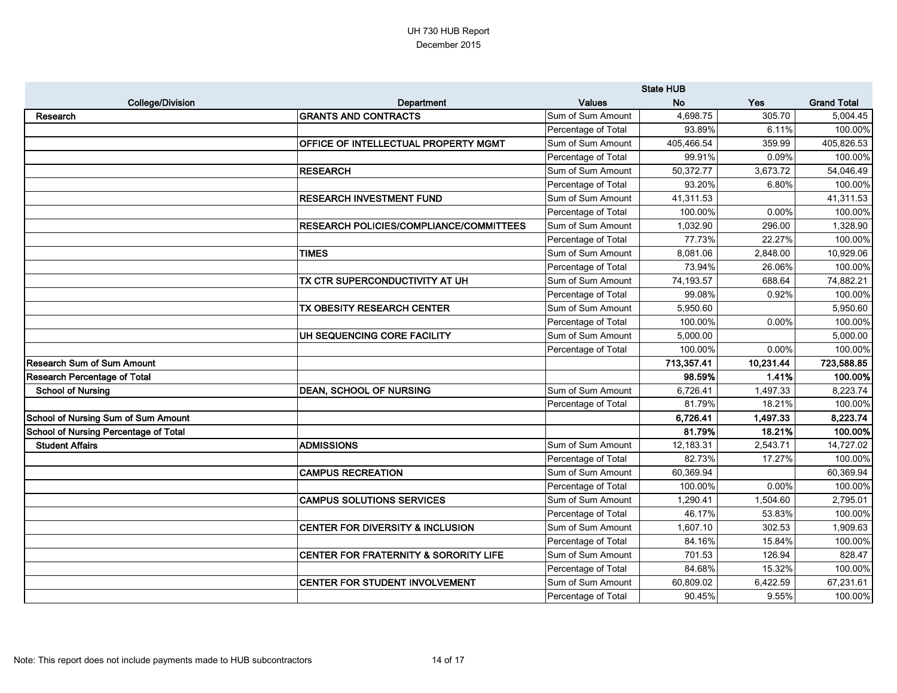UH 730 HUB Report
December 2015

| College/Division | Department | Values | State HUB No | Yes | Grand Total |
|---|---|---|---|---|---|
| **Research** | **GRANTS AND CONTRACTS** | Sum of Sum Amount | 4,698.75 | 305.70 | 5,004.45 |
| | | Percentage of Total | 93.89% | 6.11% | 100.00% |
| | **OFFICE OF INTELLECTUAL PROPERTY MGMT** | Sum of Sum Amount | 405,466.54 | 359.99 | 405,826.53 |
| | | Percentage of Total | 99.91% | 0.09% | 100.00% |
| | **RESEARCH** | Sum of Sum Amount | 50,372.77 | 3,673.72 | 54,046.49 |
| | | Percentage of Total | 93.20% | 6.80% | 100.00% |
| | **RESEARCH INVESTMENT FUND** | Sum of Sum Amount | 41,311.53 | | 41,311.53 |
| | | Percentage of Total | 100.00% | 0.00% | 100.00% |
| | **RESEARCH POLICIES/COMPLIANCE/COMMITTEES** | Sum of Sum Amount | 1,032.90 | 296.00 | 1,328.90 |
| | | Percentage of Total | 77.73% | 22.27% | 100.00% |
| | **TIMES** | Sum of Sum Amount | 8,081.06 | 2,848.00 | 10,929.06 |
| | | Percentage of Total | 73.94% | 26.06% | 100.00% |
| | **TX CTR SUPERCONDUCTIVITY AT UH** | Sum of Sum Amount | 74,193.57 | 688.64 | 74,882.21 |
| | | Percentage of Total | 99.08% | 0.92% | 100.00% |
| | **TX OBESITY RESEARCH CENTER** | Sum of Sum Amount | 5,950.60 | | 5,950.60 |
| | | Percentage of Total | 100.00% | 0.00% | 100.00% |
| | **UH SEQUENCING CORE FACILITY** | Sum of Sum Amount | 5,000.00 | | 5,000.00 |
| | | Percentage of Total | 100.00% | 0.00% | 100.00% |
| **Research Sum of Sum Amount** | | | **713,357.41** | **10,231.44** | **723,588.85** |
| **Research Percentage of Total** | | | **98.59%** | **1.41%** | **100.00%** |
| **School of Nursing** | **DEAN, SCHOOL OF NURSING** | Sum of Sum Amount | 6,726.41 | 1,497.33 | 8,223.74 |
| | | Percentage of Total | 81.79% | 18.21% | 100.00% |
| **School of Nursing Sum of Sum Amount** | | | **6,726.41** | **1,497.33** | **8,223.74** |
| **School of Nursing Percentage of Total** | | | **81.79%** | **18.21%** | **100.00%** |
| **Student Affairs** | **ADMISSIONS** | Sum of Sum Amount | 12,183.31 | 2,543.71 | 14,727.02 |
| | | Percentage of Total | 82.73% | 17.27% | 100.00% |
| | **CAMPUS RECREATION** | Sum of Sum Amount | 60,369.94 | | 60,369.94 |
| | | Percentage of Total | 100.00% | 0.00% | 100.00% |
| | **CAMPUS SOLUTIONS SERVICES** | Sum of Sum Amount | 1,290.41 | 1,504.60 | 2,795.01 |
| | | Percentage of Total | 46.17% | 53.83% | 100.00% |
| | **CENTER FOR DIVERSITY & INCLUSION** | Sum of Sum Amount | 1,607.10 | 302.53 | 1,909.63 |
| | | Percentage of Total | 84.16% | 15.84% | 100.00% |
| | **CENTER FOR FRATERNITY & SORORITY LIFE** | Sum of Sum Amount | 701.53 | 126.94 | 828.47 |
| | | Percentage of Total | 84.68% | 15.32% | 100.00% |
| | **CENTER FOR STUDENT INVOLVEMENT** | Sum of Sum Amount | 60,809.02 | 6,422.59 | 67,231.61 |
| | | Percentage of Total | 90.45% | 9.55% | 100.00% |

Note: This report does not include payments made to HUB subcontractors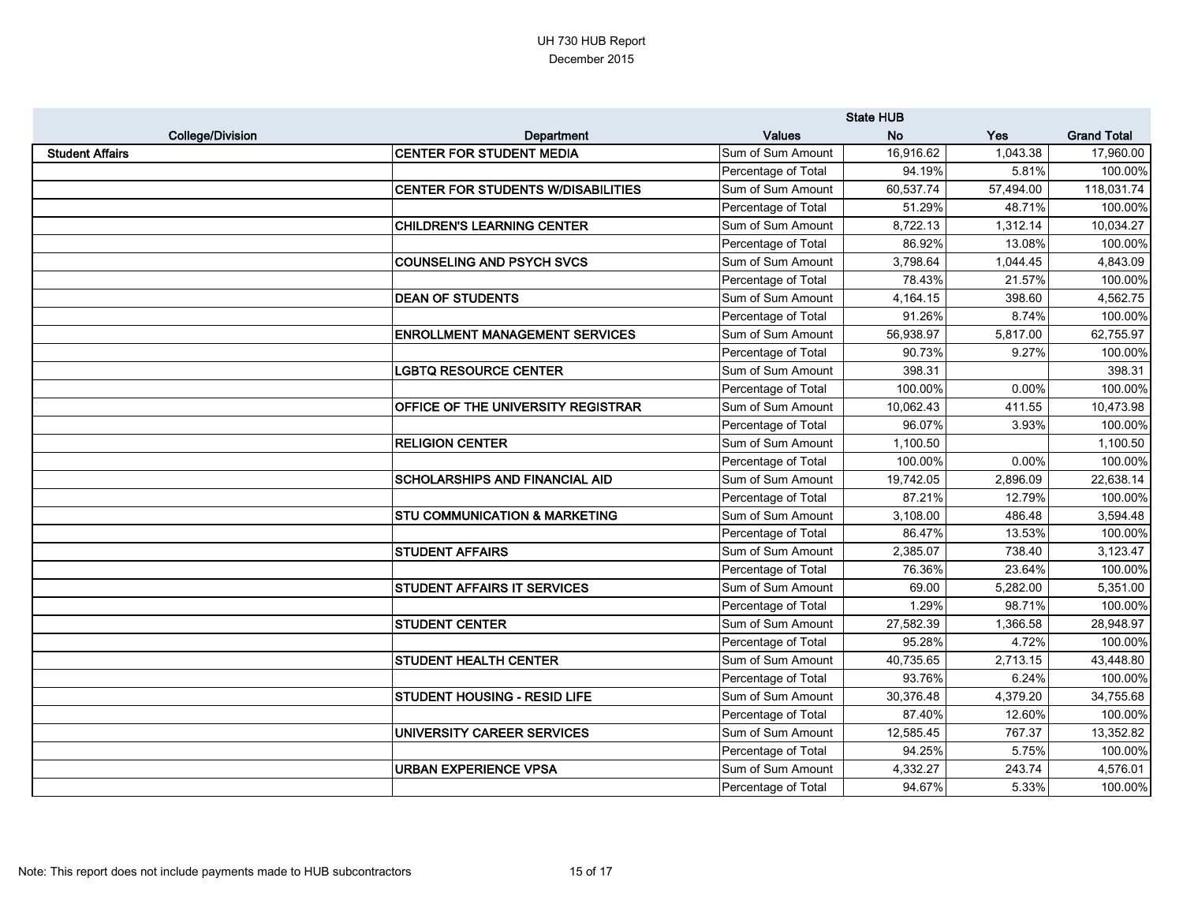UH 730 HUB Report
December 2015

| College/Division | Department | Values | State HUB No | Yes | Grand Total |
|---|---|---|---|---|---|
| **Student Affairs** | **CENTER FOR STUDENT MEDIA** | Sum of Sum Amount | 16,916.62 | 1,043.38 | 17,960.00 |
| | | Percentage of Total | 94.19% | 5.81% | 100.00% |
| | **CENTER FOR STUDENTS W/DISABILITIES** | Sum of Sum Amount | 60,537.74 | 57,494.00 | 118,031.74 |
| | | Percentage of Total | 51.29% | 48.71% | 100.00% |
| | **CHILDREN'S LEARNING CENTER** | Sum of Sum Amount | 8,722.13 | 1,312.14 | 10,034.27 |
| | | Percentage of Total | 86.92% | 13.08% | 100.00% |
| | **COUNSELING AND PSYCH SVCS** | Sum of Sum Amount | 3,798.64 | 1,044.45 | 4,843.09 |
| | | Percentage of Total | 78.43% | 21.57% | 100.00% |
| | **DEAN OF STUDENTS** | Sum of Sum Amount | 4,164.15 | 398.60 | 4,562.75 |
| | | Percentage of Total | 91.26% | 8.74% | 100.00% |
| | **ENROLLMENT MANAGEMENT SERVICES** | Sum of Sum Amount | 56,938.97 | 5,817.00 | 62,755.97 |
| | | Percentage of Total | 90.73% | 9.27% | 100.00% |
| | **LGBTQ RESOURCE CENTER** | Sum of Sum Amount | 398.31 | | 398.31 |
| | | Percentage of Total | 100.00% | 0.00% | 100.00% |
| | **OFFICE OF THE UNIVERSITY REGISTRAR** | Sum of Sum Amount | 10,062.43 | 411.55 | 10,473.98 |
| | | Percentage of Total | 96.07% | 3.93% | 100.00% |
| | **RELIGION CENTER** | Sum of Sum Amount | 1,100.50 | | 1,100.50 |
| | | Percentage of Total | 100.00% | 0.00% | 100.00% |
| | **SCHOLARSHIPS AND FINANCIAL AID** | Sum of Sum Amount | 19,742.05 | 2,896.09 | 22,638.14 |
| | | Percentage of Total | 87.21% | 12.79% | 100.00% |
| | **STU COMMUNICATION & MARKETING** | Sum of Sum Amount | 3,108.00 | 486.48 | 3,594.48 |
| | | Percentage of Total | 86.47% | 13.53% | 100.00% |
| | **STUDENT AFFAIRS** | Sum of Sum Amount | 2,385.07 | 738.40 | 3,123.47 |
| | | Percentage of Total | 76.36% | 23.64% | 100.00% |
| | **STUDENT AFFAIRS IT SERVICES** | Sum of Sum Amount | 69.00 | 5,282.00 | 5,351.00 |
| | | Percentage of Total | 1.29% | 98.71% | 100.00% |
| | **STUDENT CENTER** | Sum of Sum Amount | 27,582.39 | 1,366.58 | 28,948.97 |
| | | Percentage of Total | 95.28% | 4.72% | 100.00% |
| | **STUDENT HEALTH CENTER** | Sum of Sum Amount | 40,735.65 | 2,713.15 | 43,448.80 |
| | | Percentage of Total | 93.76% | 6.24% | 100.00% |
| | **STUDENT HOUSING - RESID LIFE** | Sum of Sum Amount | 30,376.48 | 4,379.20 | 34,755.68 |
| | | Percentage of Total | 87.40% | 12.60% | 100.00% |
| | **UNIVERSITY CAREER SERVICES** | Sum of Sum Amount | 12,585.45 | 767.37 | 13,352.82 |
| | | Percentage of Total | 94.25% | 5.75% | 100.00% |
| | **URBAN EXPERIENCE VPSA** | Sum of Sum Amount | 4,332.27 | 243.74 | 4,576.01 |
| | | Percentage of Total | 94.67% | 5.33% | 100.00% |

Note: This report does not include payments made to HUB subcontractors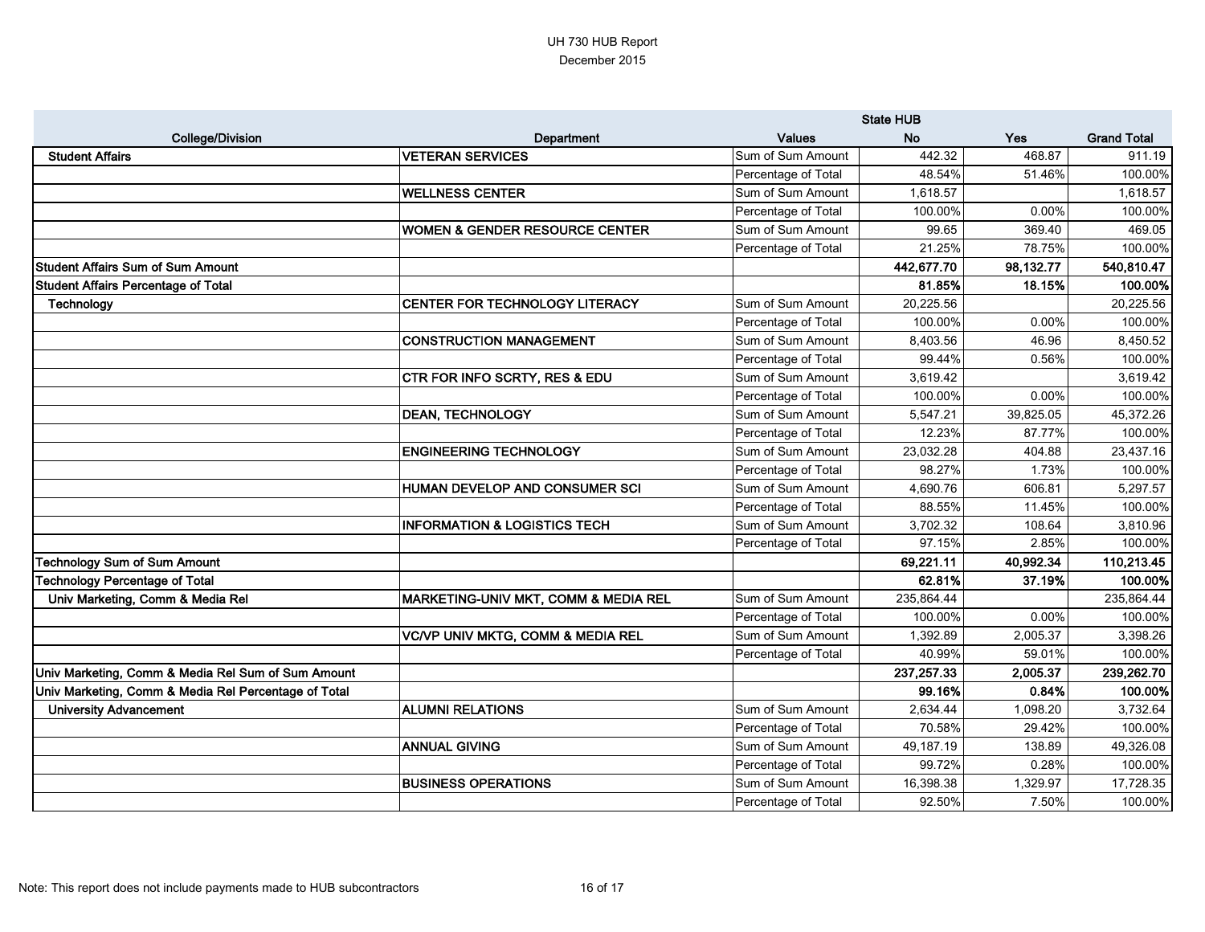UH 730 HUB Report
December 2015

| College/Division | Department | Values | State HUB No | Yes | Grand Total |
|---|---|---|---|---|---|
| **Student Affairs** | **VETERAN SERVICES** | Sum of Sum Amount | 442.32 | 468.87 | 911.19 |
| | | Percentage of Total | 48.54% | 51.46% | 100.00% |
| | **WELLNESS CENTER** | Sum of Sum Amount | 1,618.57 | | 1,618.57 |
| | | Percentage of Total | 100.00% | 0.00% | 100.00% |
| | **WOMEN & GENDER RESOURCE CENTER** | Sum of Sum Amount | 99.65 | 369.40 | 469.05 |
| | | Percentage of Total | 21.25% | 78.75% | 100.00% |
| **Student Affairs Sum of Sum Amount** | | | **442,677.70** | **98,132.77** | **540,810.47** |
| **Student Affairs Percentage of Total** | | | **81.85%** | **18.15%** | **100.00%** |
| **Technology** | **CENTER FOR TECHNOLOGY LITERACY** | Sum of Sum Amount | 20,225.56 | | 20,225.56 |
| | | Percentage of Total | 100.00% | 0.00% | 100.00% |
| | **CONSTRUCTION MANAGEMENT** | Sum of Sum Amount | 8,403.56 | 46.96 | 8,450.52 |
| | | Percentage of Total | 99.44% | 0.56% | 100.00% |
| | **CTR FOR INFO SCRTY, RES & EDU** | Sum of Sum Amount | 3,619.42 | | 3,619.42 |
| | | Percentage of Total | 100.00% | 0.00% | 100.00% |
| | **DEAN, TECHNOLOGY** | Sum of Sum Amount | 5,547.21 | 39,825.05 | 45,372.26 |
| | | Percentage of Total | 12.23% | 87.77% | 100.00% |
| | **ENGINEERING TECHNOLOGY** | Sum of Sum Amount | 23,032.28 | 404.88 | 23,437.16 |
| | | Percentage of Total | 98.27% | 1.73% | 100.00% |
| | **HUMAN DEVELOP AND CONSUMER SCI** | Sum of Sum Amount | 4,690.76 | 606.81 | 5,297.57 |
| | | Percentage of Total | 88.55% | 11.45% | 100.00% |
| | **INFORMATION & LOGISTICS TECH** | Sum of Sum Amount | 3,702.32 | 108.64 | 3,810.96 |
| | | Percentage of Total | 97.15% | 2.85% | 100.00% |
| **Technology Sum of Sum Amount** | | | **69,221.11** | **40,992.34** | **110,213.45** |
| **Technology Percentage of Total** | | | **62.81%** | **37.19%** | **100.00%** |
| **Univ Marketing, Comm & Media Rel** | **MARKETING-UNIV MKT, COMM & MEDIA REL** | Sum of Sum Amount | 235,864.44 | | 235,864.44 |
| | | Percentage of Total | 100.00% | 0.00% | 100.00% |
| | **VC/VP UNIV MKTG, COMM & MEDIA REL** | Sum of Sum Amount | 1,392.89 | 2,005.37 | 3,398.26 |
| | | Percentage of Total | 40.99% | 59.01% | 100.00% |
| **Univ Marketing, Comm & Media Rel Sum of Sum Amount** | | | **237,257.33** | **2,005.37** | **239,262.70** |
| **Univ Marketing, Comm & Media Rel Percentage of Total** | | | **99.16%** | **0.84%** | **100.00%** |
| **University Advancement** | **ALUMNI RELATIONS** | Sum of Sum Amount | 2,634.44 | 1,098.20 | 3,732.64 |
| | | Percentage of Total | 70.58% | 29.42% | 100.00% |
| | **ANNUAL GIVING** | Sum of Sum Amount | 49,187.19 | 138.89 | 49,326.08 |
| | | Percentage of Total | 99.72% | 0.28% | 100.00% |
| | **BUSINESS OPERATIONS** | Sum of Sum Amount | 16,398.38 | 1,329.97 | 17,728.35 |
| | | Percentage of Total | 92.50% | 7.50% | 100.00% |

Note: This report does not include payments made to HUB subcontractors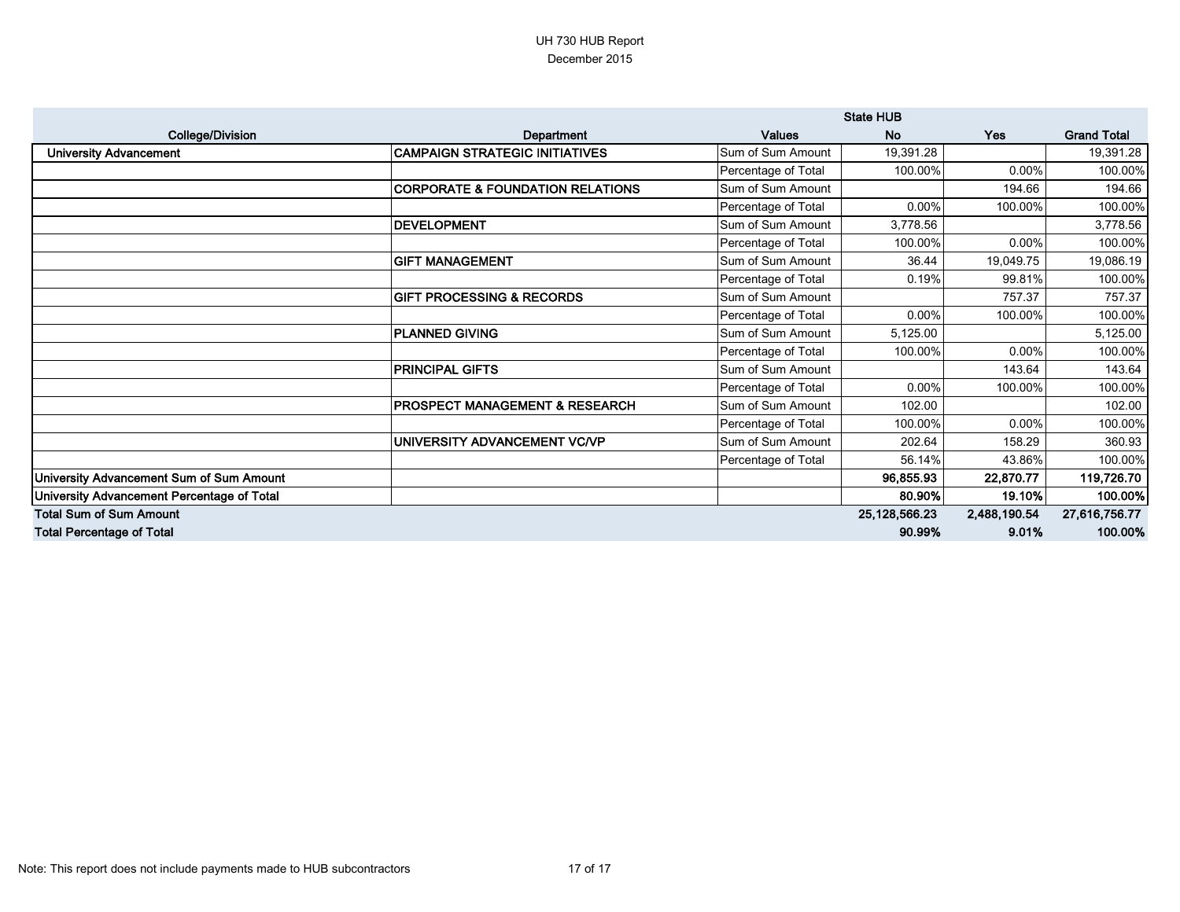UH 730 HUB Report
December 2015

| | | | State HUB | | |
|---|---|---|---|---|---|
| College/Division | Department | Values | No | Yes | Grand Total |
| University Advancement | CAMPAIGN STRATEGIC INITIATIVES | Sum of Sum Amount | 19,391.28 | | 19,391.28 |
| | | Percentage of Total | 100.00% | 0.00% | 100.00% |
| | CORPORATE & FOUNDATION RELATIONS | Sum of Sum Amount | | 194.66 | 194.66 |
| | | Percentage of Total | 0.00% | 100.00% | 100.00% |
| | DEVELOPMENT | Sum of Sum Amount | 3,778.56 | | 3,778.56 |
| | | Percentage of Total | 100.00% | 0.00% | 100.00% |
| | GIFT MANAGEMENT | Sum of Sum Amount | 36.44 | 19,049.75 | 19,086.19 |
| | | Percentage of Total | 0.19% | 99.81% | 100.00% |
| | GIFT PROCESSING & RECORDS | Sum of Sum Amount | | 757.37 | 757.37 |
| | | Percentage of Total | 0.00% | 100.00% | 100.00% |
| | PLANNED GIVING | Sum of Sum Amount | 5,125.00 | | 5,125.00 |
| | | Percentage of Total | 100.00% | 0.00% | 100.00% |
| | PRINCIPAL GIFTS | Sum of Sum Amount | | 143.64 | 143.64 |
| | | Percentage of Total | 0.00% | 100.00% | 100.00% |
| | PROSPECT MANAGEMENT & RESEARCH | Sum of Sum Amount | 102.00 | | 102.00 |
| | | Percentage of Total | 100.00% | 0.00% | 100.00% |
| | UNIVERSITY ADVANCEMENT VC/VP | Sum of Sum Amount | 202.64 | 158.29 | 360.93 |
| | | Percentage of Total | 56.14% | 43.86% | 100.00% |
| University Advancement Sum of Sum Amount | | | 96,855.93 | 22,870.77 | 119,726.70 |
| University Advancement Percentage of Total | | | 80.90% | 19.10% | 100.00% |
| Total Sum of Sum Amount | | | 25,128,566.23 | 2,488,190.54 | 27,616,756.77 |
| Total Percentage of Total | | | 90.99% | 9.01% | 100.00% |

Note: This report does not include payments made to HUB subcontractors